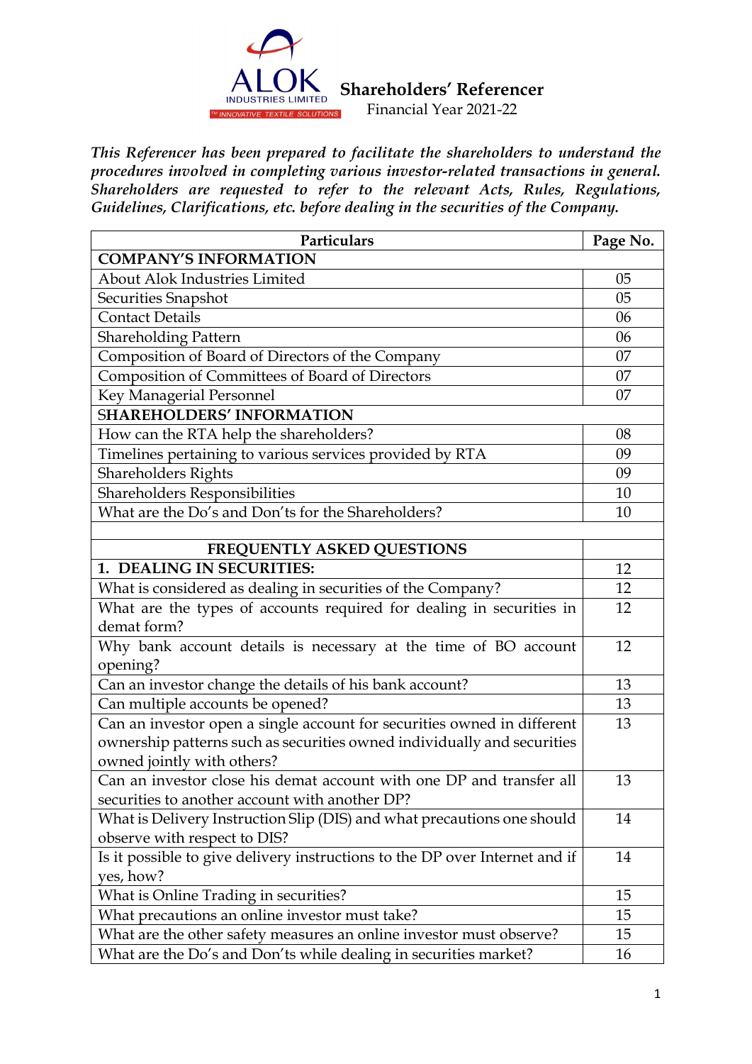ALOK INDUSTRIES LIMITED
™ INNOVATIVE TEXTILE SOLUTIONS

# Shareholders' Referencer

Financial Year 2021-22

***This Referencer has been prepared to facilitate the shareholders to understand the procedures involved in completing various investor-related transactions in general. Shareholders are requested to refer to the relevant Acts, Rules, Regulations, Guidelines, Clarifications, etc. before dealing in the securities of the Company.***

| Particulars | Page No. |
|---|---|
| **COMPANY'S INFORMATION** | |
| About Alok Industries Limited | 05 |
| Securities Snapshot | 05 |
| Contact Details | 06 |
| Shareholding Pattern | 06 |
| Composition of Board of Directors of the Company | 07 |
| Composition of Committees of Board of Directors | 07 |
| Key Managerial Personnel | 07 |
| **SHAREHOLDERS' INFORMATION** | |
| How can the RTA help the shareholders? | 08 |
| Timelines pertaining to various services provided by RTA | 09 |
| Shareholders Rights | 09 |
| Shareholders Responsibilities | 10 |
| What are the Do's and Don'ts for the Shareholders? | 10 |
| | |
| **FREQUENTLY ASKED QUESTIONS** | |
| **1. DEALING IN SECURITIES:** | 12 |
| What is considered as dealing in securities of the Company? | 12 |
| What are the types of accounts required for dealing in securities in demat form? | 12 |
| Why bank account details is necessary at the time of BO account opening? | 12 |
| Can an investor change the details of his bank account? | 13 |
| Can multiple accounts be opened? | 13 |
| Can an investor open a single account for securities owned in different ownership patterns such as securities owned individually and securities owned jointly with others? | 13 |
| Can an investor close his demat account with one DP and transfer all securities to another account with another DP? | 13 |
| What is Delivery Instruction Slip (DIS) and what precautions one should observe with respect to DIS? | 14 |
| Is it possible to give delivery instructions to the DP over Internet and if yes, how? | 14 |
| What is Online Trading in securities? | 15 |
| What precautions an online investor must take? | 15 |
| What are the other safety measures an online investor must observe? | 15 |
| What are the Do's and Don'ts while dealing in securities market? | 16 |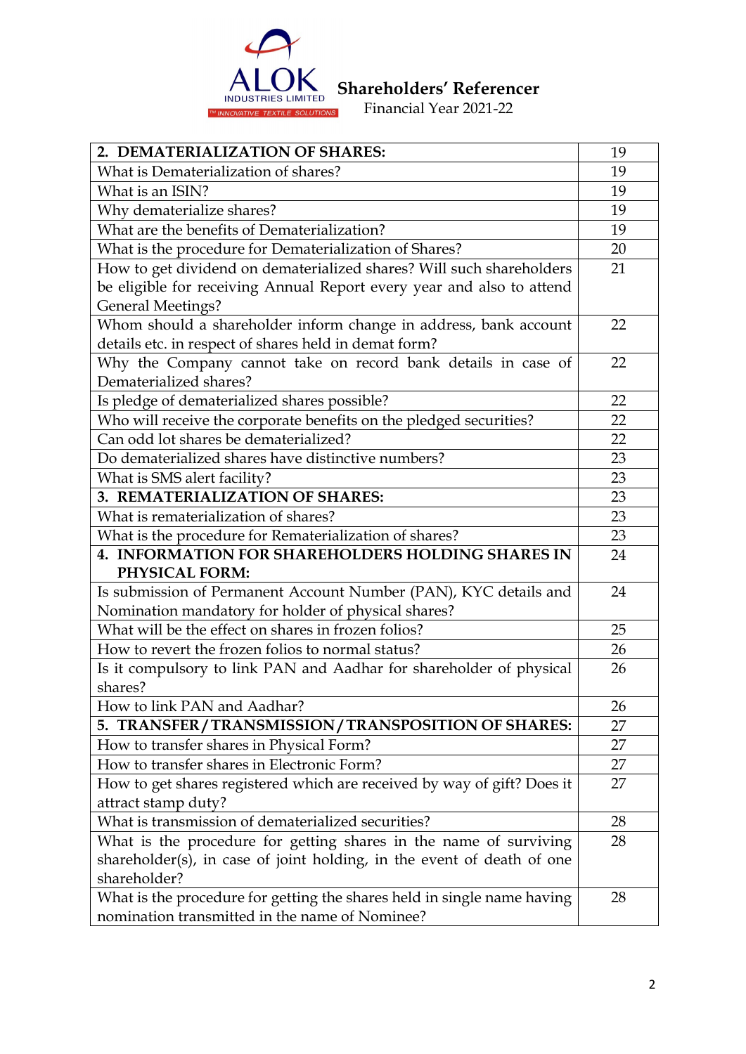**Shareholders' Referencer**
Financial Year 2021-22

| | |
|---|---|
| **2. DEMATERIALIZATION OF SHARES:** | 19 |
| What is Dematerialization of shares? | 19 |
| What is an ISIN? | 19 |
| Why dematerialize shares? | 19 |
| What are the benefits of Dematerialization? | 19 |
| What is the procedure for Dematerialization of Shares? | 20 |
| How to get dividend on dematerialized shares? Will such shareholders be eligible for receiving Annual Report every year and also to attend General Meetings? | 21 |
| Whom should a shareholder inform change in address, bank account details etc. in respect of shares held in demat form? | 22 |
| Why the Company cannot take on record bank details in case of Dematerialized shares? | 22 |
| Is pledge of dematerialized shares possible? | 22 |
| Who will receive the corporate benefits on the pledged securities? | 22 |
| Can odd lot shares be dematerialized? | 22 |
| Do dematerialized shares have distinctive numbers? | 23 |
| What is SMS alert facility? | 23 |
| **3. REMATERIALIZATION OF SHARES:** | 23 |
| What is rematerialization of shares? | 23 |
| What is the procedure for Rematerialization of shares? | 23 |
| **4. INFORMATION FOR SHAREHOLDERS HOLDING SHARES IN PHYSICAL FORM:** | 24 |
| Is submission of Permanent Account Number (PAN), KYC details and Nomination mandatory for holder of physical shares? | 24 |
| What will be the effect on shares in frozen folios? | 25 |
| How to revert the frozen folios to normal status? | 26 |
| Is it compulsory to link PAN and Aadhar for shareholder of physical shares? | 26 |
| How to link PAN and Aadhar? | 26 |
| **5. TRANSFER/TRANSMISSION/TRANSPOSITION OF SHARES:** | 27 |
| How to transfer shares in Physical Form? | 27 |
| How to transfer shares in Electronic Form? | 27 |
| How to get shares registered which are received by way of gift? Does it attract stamp duty? | 27 |
| What is transmission of dematerialized securities? | 28 |
| What is the procedure for getting shares in the name of surviving shareholder(s), in case of joint holding, in the event of death of one shareholder? | 28 |
| What is the procedure for getting the shares held in single name having nomination transmitted in the name of Nominee? | 28 |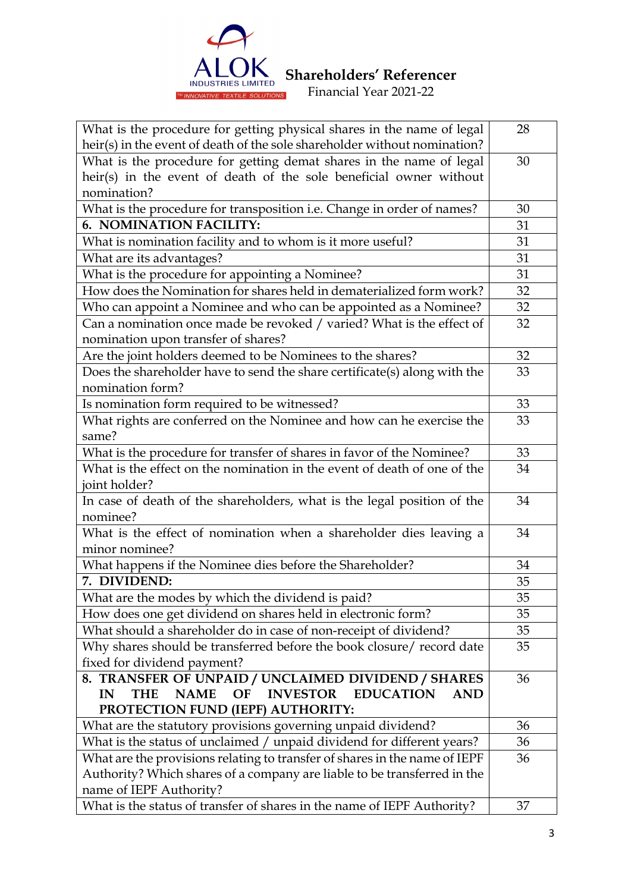| | |
|---|---|
| What is the procedure for getting physical shares in the name of legal heir(s) in the event of death of the sole shareholder without nomination? | 28 |
| What is the procedure for getting demat shares in the name of legal heir(s) in the event of death of the sole beneficial owner without nomination? | 30 |
| What is the procedure for transposition i.e. Change in order of names? | 30 |
| **6. NOMINATION FACILITY:** | 31 |
| What is nomination facility and to whom is it more useful? | 31 |
| What are its advantages? | 31 |
| What is the procedure for appointing a Nominee? | 31 |
| How does the Nomination for shares held in dematerialized form work? | 32 |
| Who can appoint a Nominee and who can be appointed as a Nominee? | 32 |
| Can a nomination once made be revoked / varied? What is the effect of nomination upon transfer of shares? | 32 |
| Are the joint holders deemed to be Nominees to the shares? | 32 |
| Does the shareholder have to send the share certificate(s) along with the nomination form? | 33 |
| Is nomination form required to be witnessed? | 33 |
| What rights are conferred on the Nominee and how can he exercise the same? | 33 |
| What is the procedure for transfer of shares in favor of the Nominee? | 33 |
| What is the effect on the nomination in the event of death of one of the joint holder? | 34 |
| In case of death of the shareholders, what is the legal position of the nominee? | 34 |
| What is the effect of nomination when a shareholder dies leaving a minor nominee? | 34 |
| What happens if the Nominee dies before the Shareholder? | 34 |
| **7. DIVIDEND:** | 35 |
| What are the modes by which the dividend is paid? | 35 |
| How does one get dividend on shares held in electronic form? | 35 |
| What should a shareholder do in case of non-receipt of dividend? | 35 |
| Why shares should be transferred before the book closure/ record date fixed for dividend payment? | 35 |
| **8. TRANSFER OF UNPAID / UNCLAIMED DIVIDEND / SHARES IN THE NAME OF INVESTOR EDUCATION AND PROTECTION FUND (IEPF) AUTHORITY:** | 36 |
| What are the statutory provisions governing unpaid dividend? | 36 |
| What is the status of unclaimed / unpaid dividend for different years? | 36 |
| What are the provisions relating to transfer of shares in the name of IEPF Authority? Which shares of a company are liable to be transferred in the name of IEPF Authority? | 36 |
| What is the status of transfer of shares in the name of IEPF Authority? | 37 |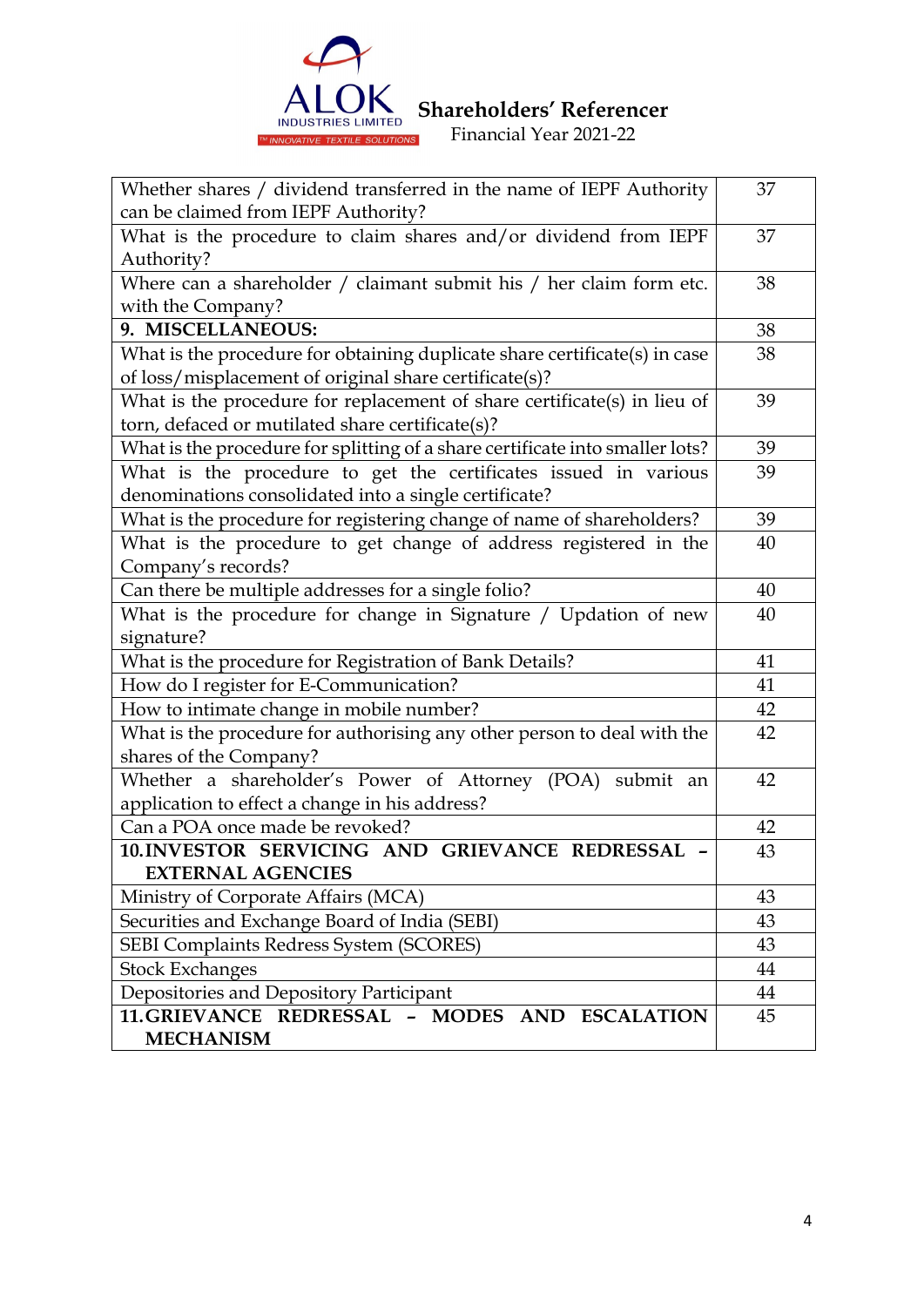**Shareholders' Referencer**
Financial Year 2021-22

| | |
|---|---|
| Whether shares / dividend transferred in the name of IEPF Authority can be claimed from IEPF Authority? | 37 |
| What is the procedure to claim shares and/or dividend from IEPF Authority? | 37 |
| Where can a shareholder / claimant submit his / her claim form etc. with the Company? | 38 |
| **9. MISCELLANEOUS:** | 38 |
| What is the procedure for obtaining duplicate share certificate(s) in case of loss/misplacement of original share certificate(s)? | 38 |
| What is the procedure for replacement of share certificate(s) in lieu of torn, defaced or mutilated share certificate(s)? | 39 |
| What is the procedure for splitting of a share certificate into smaller lots? | 39 |
| What is the procedure to get the certificates issued in various denominations consolidated into a single certificate? | 39 |
| What is the procedure for registering change of name of shareholders? | 39 |
| What is the procedure to get change of address registered in the Company's records? | 40 |
| Can there be multiple addresses for a single folio? | 40 |
| What is the procedure for change in Signature / Updation of new signature? | 40 |
| What is the procedure for Registration of Bank Details? | 41 |
| How do I register for E-Communication? | 41 |
| How to intimate change in mobile number? | 42 |
| What is the procedure for authorising any other person to deal with the shares of the Company? | 42 |
| Whether a shareholder's Power of Attorney (POA) submit an application to effect a change in his address? | 42 |
| Can a POA once made be revoked? | 42 |
| **10. INVESTOR SERVICING AND GRIEVANCE REDRESSAL – EXTERNAL AGENCIES** | 43 |
| Ministry of Corporate Affairs (MCA) | 43 |
| Securities and Exchange Board of India (SEBI) | 43 |
| SEBI Complaints Redress System (SCORES) | 43 |
| Stock Exchanges | 44 |
| Depositories and Depository Participant | 44 |
| **11. GRIEVANCE REDRESSAL – MODES AND ESCALATION MECHANISM** | 45 |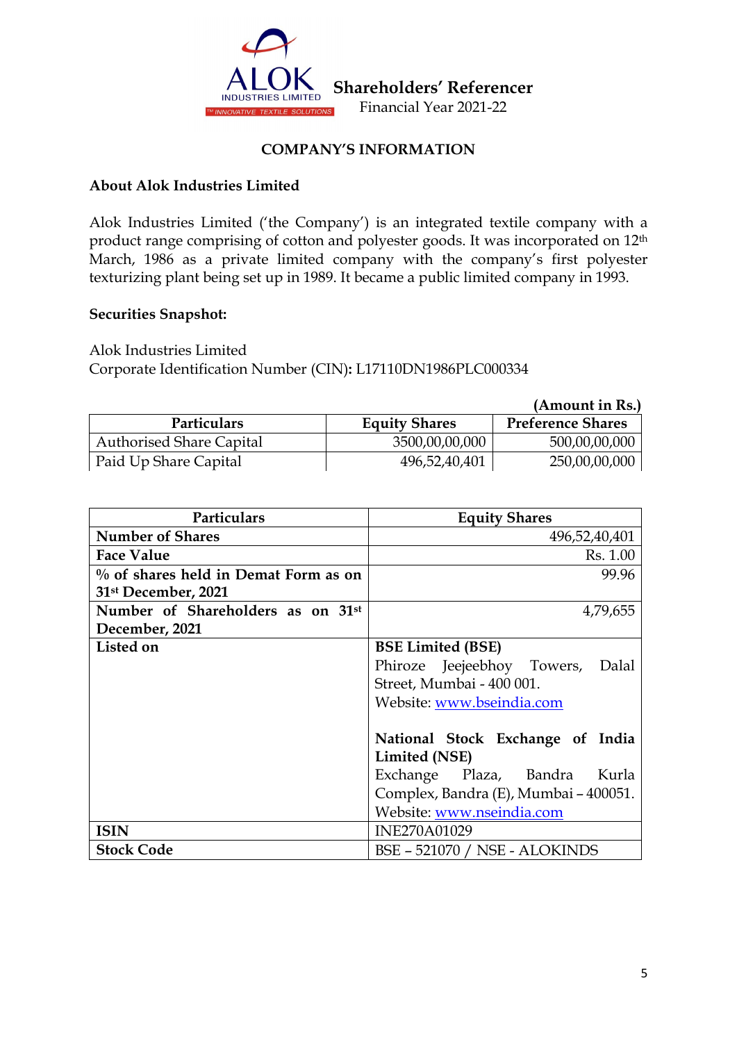**Shareholders' Referencer**
Financial Year 2021-22

## COMPANY'S INFORMATION

### About Alok Industries Limited

Alok Industries Limited ('the Company') is an integrated textile company with a product range comprising of cotton and polyester goods. It was incorporated on 12th March, 1986 as a private limited company with the company's first polyester texturizing plant being set up in 1989. It became a public limited company in 1993.

### Securities Snapshot:

Alok Industries Limited
Corporate Identification Number (CIN)**:** L17110DN1986PLC000334

**(Amount in Rs.)**

| Particulars | Equity Shares | Preference Shares |
|---|---|---|
| Authorised Share Capital | 3500,00,00,000 | 500,00,00,000 |
| Paid Up Share Capital | 496,52,40,401 | 250,00,00,000 |

| Particulars | Equity Shares |
|---|---|
| **Number of Shares** | 496,52,40,401 |
| **Face Value** | Rs. 1.00 |
| **% of shares held in Demat Form as on 31st December, 2021** | 99.96 |
| **Number of Shareholders as on 31st December, 2021** | 4,79,655 |
| **Listed on** | **BSE Limited (BSE)**<br>Phiroze Jeejeebhoy Towers, Dalal Street, Mumbai - 400 001.<br>Website: www.bseindia.com<br><br>**National Stock Exchange of India Limited (NSE)**<br>Exchange Plaza, Bandra Kurla Complex, Bandra (E), Mumbai – 400051.<br>Website: www.nseindia.com |
| **ISIN** | INE270A01029 |
| **Stock Code** | BSE – 521070 / NSE - ALOKINDS |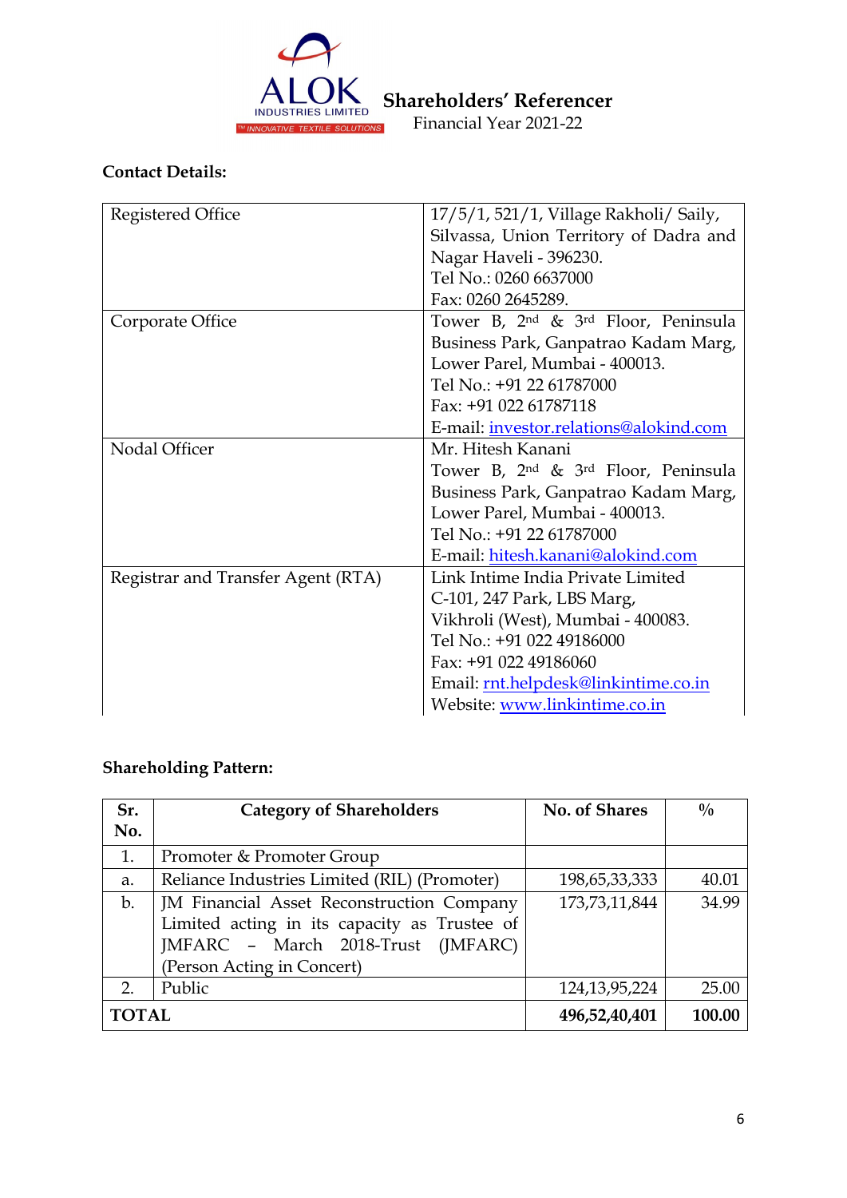# Shareholders' Referencer

Financial Year 2021-22

**Contact Details:**

| | |
|---|---|
| Registered Office | 17/5/1, 521/1, Village Rakholi/ Saily, Silvassa, Union Territory of Dadra and Nagar Haveli - 396230.<br>Tel No.: 0260 6637000<br>Fax: 0260 2645289. |
| Corporate Office | Tower B, 2nd & 3rd Floor, Peninsula Business Park, Ganpatrao Kadam Marg, Lower Parel, Mumbai - 400013.<br>Tel No.: +91 22 61787000<br>Fax: +91 022 61787118<br>E-mail: investor.relations@alokind.com |
| Nodal Officer | Mr. Hitesh Kanani<br>Tower B, 2nd & 3rd Floor, Peninsula Business Park, Ganpatrao Kadam Marg, Lower Parel, Mumbai - 400013.<br>Tel No.: +91 22 61787000<br>E-mail: hitesh.kanani@alokind.com |
| Registrar and Transfer Agent (RTA) | Link Intime India Private Limited<br>C-101, 247 Park, LBS Marg,<br>Vikhroli (West), Mumbai - 400083.<br>Tel No.: +91 022 49186000<br>Fax: +91 022 49186060<br>Email: rnt.helpdesk@linkintime.co.in<br>Website: www.linkintime.co.in |

**Shareholding Pattern:**

| Sr. No. | Category of Shareholders | No. of Shares | % |
|---|---|---|---|
| 1. | Promoter & Promoter Group | | |
| a. | Reliance Industries Limited (RIL) (Promoter) | 198,65,33,333 | 40.01 |
| b. | JM Financial Asset Reconstruction Company Limited acting in its capacity as Trustee of JMFARC – March 2018-Trust (JMFARC) (Person Acting in Concert) | 173,73,11,844 | 34.99 |
| 2. | Public | 124,13,95,224 | 25.00 |
| **TOTAL** | | **496,52,40,401** | **100.00** |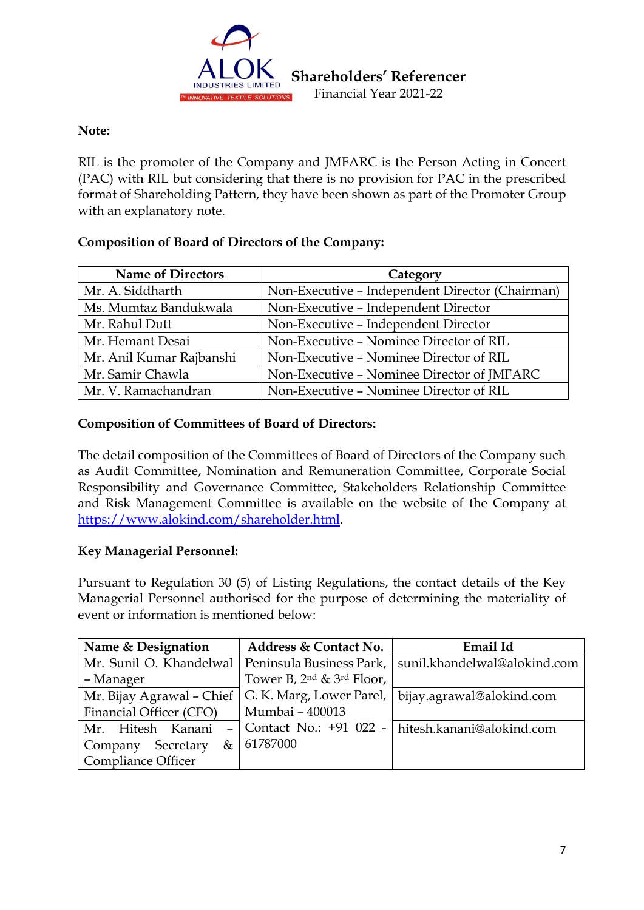**Note:**

RIL is the promoter of the Company and JMFARC is the Person Acting in Concert (PAC) with RIL but considering that there is no provision for PAC in the prescribed format of Shareholding Pattern, they have been shown as part of the Promoter Group with an explanatory note.

**Composition of Board of Directors of the Company:**

| Name of Directors | Category |
|---|---|
| Mr. A. Siddharth | Non-Executive – Independent Director (Chairman) |
| Ms. Mumtaz Bandukwala | Non-Executive – Independent Director |
| Mr. Rahul Dutt | Non-Executive – Independent Director |
| Mr. Hemant Desai | Non-Executive – Nominee Director of RIL |
| Mr. Anil Kumar Rajbanshi | Non-Executive – Nominee Director of RIL |
| Mr. Samir Chawla | Non-Executive – Nominee Director of JMFARC |
| Mr. V. Ramachandran | Non-Executive – Nominee Director of RIL |

**Composition of Committees of Board of Directors:**

The detail composition of the Committees of Board of Directors of the Company such as Audit Committee, Nomination and Remuneration Committee, Corporate Social Responsibility and Governance Committee, Stakeholders Relationship Committee and Risk Management Committee is available on the website of the Company at https://www.alokind.com/shareholder.html.

**Key Managerial Personnel:**

Pursuant to Regulation 30 (5) of Listing Regulations, the contact details of the Key Managerial Personnel authorised for the purpose of determining the materiality of event or information is mentioned below:

| Name & Designation | Address & Contact No. | Email Id |
|---|---|---|
| Mr. Sunil O. Khandelwal – Manager | Peninsula Business Park, Tower B, 2nd & 3rd Floor, G. K. Marg, Lower Parel, Mumbai – 400013 Contact No.: +91 022 - 61787000 | sunil.khandelwal@alokind.com |
| Mr. Bijay Agrawal – Chief Financial Officer (CFO) | | bijay.agrawal@alokind.com |
| Mr. Hitesh Kanani – Company Secretary & Compliance Officer | | hitesh.kanani@alokind.com |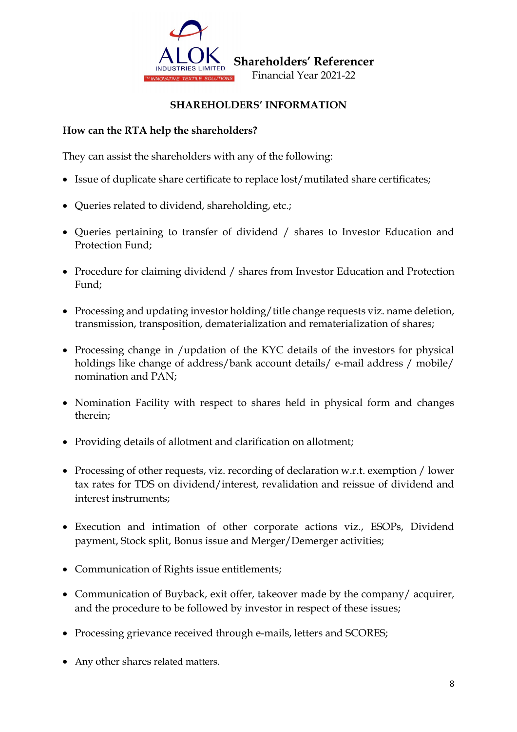## SHAREHOLDERS' INFORMATION

**How can the RTA help the shareholders?**

They can assist the shareholders with any of the following:

- Issue of duplicate share certificate to replace lost/mutilated share certificates;
- Queries related to dividend, shareholding, etc.;
- Queries pertaining to transfer of dividend / shares to Investor Education and Protection Fund;
- Procedure for claiming dividend / shares from Investor Education and Protection Fund;
- Processing and updating investor holding/title change requests viz. name deletion, transmission, transposition, dematerialization and rematerialization of shares;
- Processing change in /updation of the KYC details of the investors for physical holdings like change of address/bank account details/ e-mail address / mobile/ nomination and PAN;
- Nomination Facility with respect to shares held in physical form and changes therein;
- Providing details of allotment and clarification on allotment;
- Processing of other requests, viz. recording of declaration w.r.t. exemption / lower tax rates for TDS on dividend/interest, revalidation and reissue of dividend and interest instruments;
- Execution and intimation of other corporate actions viz., ESOPs, Dividend payment, Stock split, Bonus issue and Merger/Demerger activities;
- Communication of Rights issue entitlements;
- Communication of Buyback, exit offer, takeover made by the company/ acquirer, and the procedure to be followed by investor in respect of these issues;
- Processing grievance received through e-mails, letters and SCORES;
- Any other shares related matters.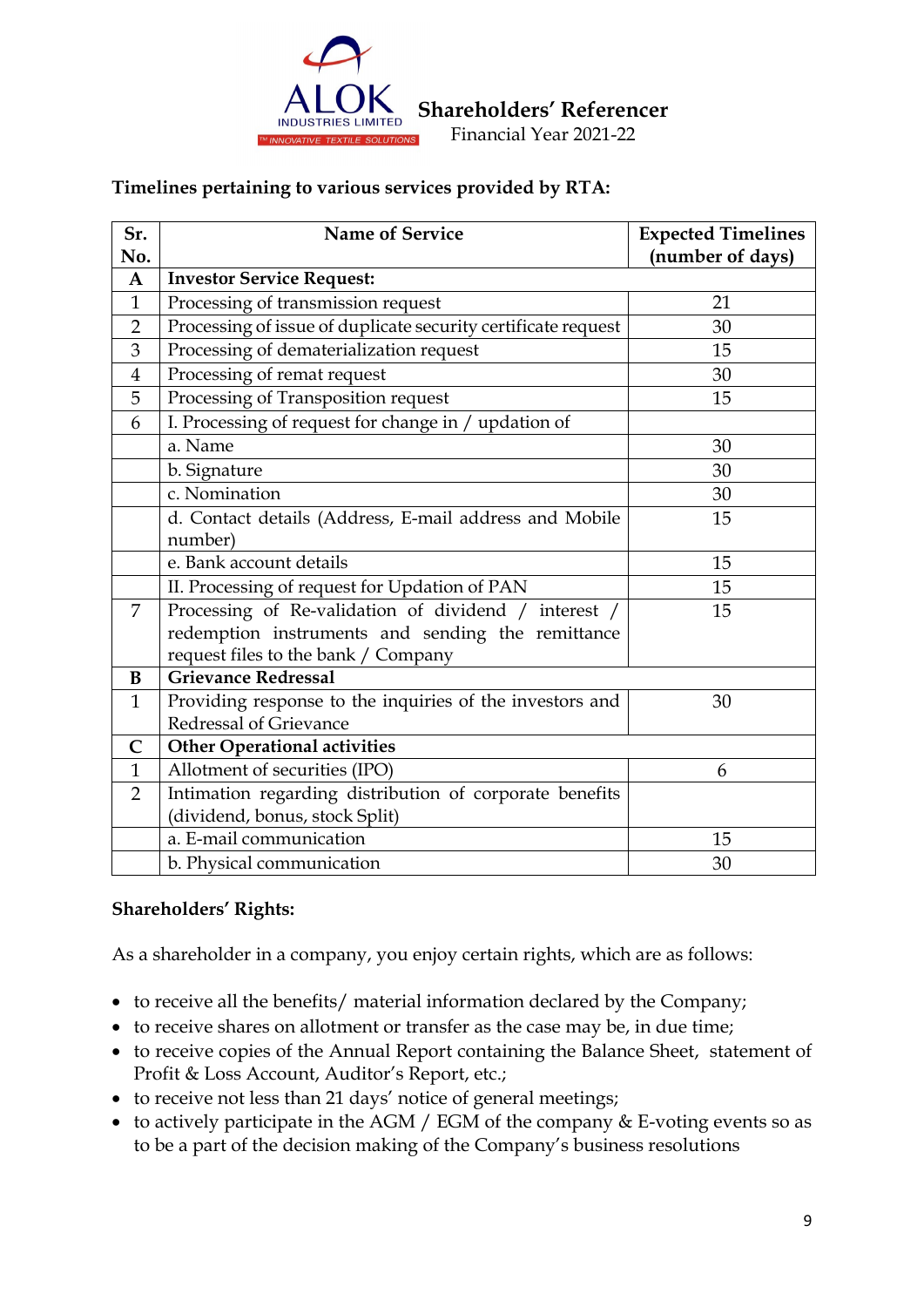### Timelines pertaining to various services provided by RTA:

| Sr. No. | Name of Service | Expected Timelines (number of days) |
|---|---|---|
| **A** | **Investor Service Request:** | |
| 1 | Processing of transmission request | 21 |
| 2 | Processing of issue of duplicate security certificate request | 30 |
| 3 | Processing of dematerialization request | 15 |
| 4 | Processing of remat request | 30 |
| 5 | Processing of Transposition request | 15 |
| 6 | I. Processing of request for change in / updation of | |
| | a. Name | 30 |
| | b. Signature | 30 |
| | c. Nomination | 30 |
| | d. Contact details (Address, E-mail address and Mobile number) | 15 |
| | e. Bank account details | 15 |
| | II. Processing of request for Updation of PAN | 15 |
| 7 | Processing of Re-validation of dividend / interest / redemption instruments and sending the remittance request files to the bank / Company | 15 |
| **B** | **Grievance Redressal** | |
| 1 | Providing response to the inquiries of the investors and Redressal of Grievance | 30 |
| **C** | **Other Operational activities** | |
| 1 | Allotment of securities (IPO) | 6 |
| 2 | Intimation regarding distribution of corporate benefits (dividend, bonus, stock Split) | |
| | a. E-mail communication | 15 |
| | b. Physical communication | 30 |

### Shareholders' Rights:

As a shareholder in a company, you enjoy certain rights, which are as follows:

- to receive all the benefits/ material information declared by the Company;
- to receive shares on allotment or transfer as the case may be, in due time;
- to receive copies of the Annual Report containing the Balance Sheet, statement of Profit & Loss Account, Auditor's Report, etc.;
- to receive not less than 21 days' notice of general meetings;
- to actively participate in the AGM / EGM of the company & E-voting events so as to be a part of the decision making of the Company's business resolutions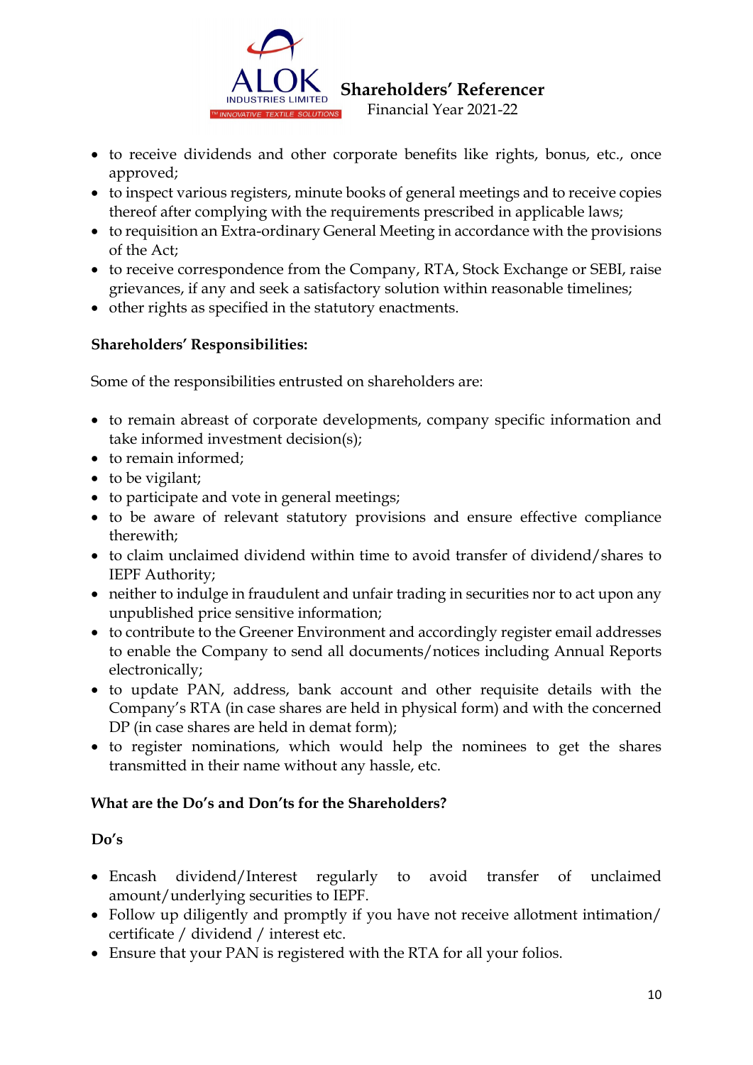- to receive dividends and other corporate benefits like rights, bonus, etc., once approved;
- to inspect various registers, minute books of general meetings and to receive copies thereof after complying with the requirements prescribed in applicable laws;
- to requisition an Extra-ordinary General Meeting in accordance with the provisions of the Act;
- to receive correspondence from the Company, RTA, Stock Exchange or SEBI, raise grievances, if any and seek a satisfactory solution within reasonable timelines;
- other rights as specified in the statutory enactments.

**Shareholders' Responsibilities:**

Some of the responsibilities entrusted on shareholders are:

- to remain abreast of corporate developments, company specific information and take informed investment decision(s);
- to remain informed;
- to be vigilant;
- to participate and vote in general meetings;
- to be aware of relevant statutory provisions and ensure effective compliance therewith;
- to claim unclaimed dividend within time to avoid transfer of dividend/shares to IEPF Authority;
- neither to indulge in fraudulent and unfair trading in securities nor to act upon any unpublished price sensitive information;
- to contribute to the Greener Environment and accordingly register email addresses to enable the Company to send all documents/notices including Annual Reports electronically;
- to update PAN, address, bank account and other requisite details with the Company's RTA (in case shares are held in physical form) and with the concerned DP (in case shares are held in demat form);
- to register nominations, which would help the nominees to get the shares transmitted in their name without any hassle, etc.

**What are the Do's and Don'ts for the Shareholders?**

**Do's**

- Encash dividend/Interest regularly to avoid transfer of unclaimed amount/underlying securities to IEPF.
- Follow up diligently and promptly if you have not receive allotment intimation/ certificate / dividend / interest etc.
- Ensure that your PAN is registered with the RTA for all your folios.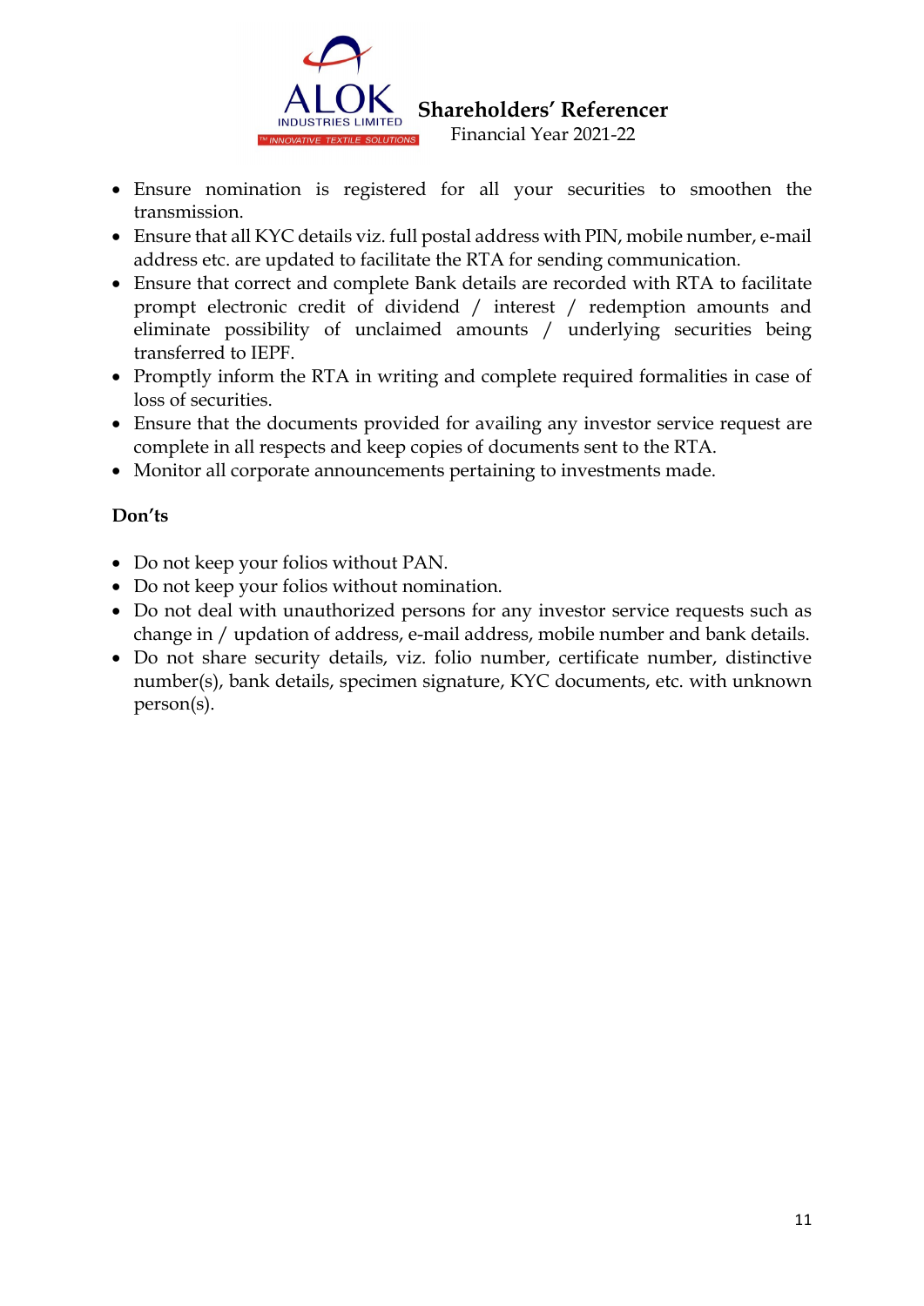- Ensure nomination is registered for all your securities to smoothen the transmission.
- Ensure that all KYC details viz. full postal address with PIN, mobile number, e-mail address etc. are updated to facilitate the RTA for sending communication.
- Ensure that correct and complete Bank details are recorded with RTA to facilitate prompt electronic credit of dividend / interest / redemption amounts and eliminate possibility of unclaimed amounts / underlying securities being transferred to IEPF.
- Promptly inform the RTA in writing and complete required formalities in case of loss of securities.
- Ensure that the documents provided for availing any investor service request are complete in all respects and keep copies of documents sent to the RTA.
- Monitor all corporate announcements pertaining to investments made.

**Don'ts**

- Do not keep your folios without PAN.
- Do not keep your folios without nomination.
- Do not deal with unauthorized persons for any investor service requests such as change in / updation of address, e-mail address, mobile number and bank details.
- Do not share security details, viz. folio number, certificate number, distinctive number(s), bank details, specimen signature, KYC documents, etc. with unknown person(s).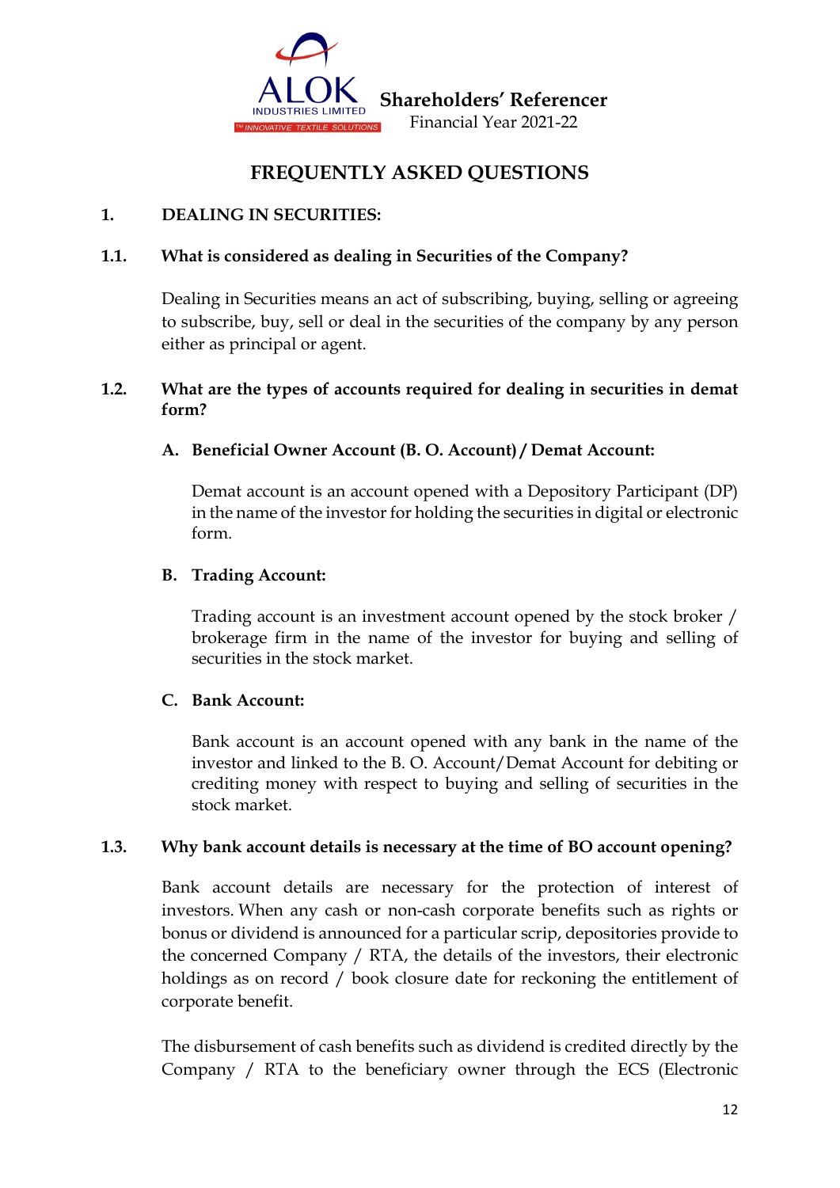# FREQUENTLY ASKED QUESTIONS

## 1. DEALING IN SECURITIES:

### 1.1. What is considered as dealing in Securities of the Company?

Dealing in Securities means an act of subscribing, buying, selling or agreeing to subscribe, buy, sell or deal in the securities of the company by any person either as principal or agent.

### 1.2. What are the types of accounts required for dealing in securities in demat form?

**A. Beneficial Owner Account (B. O. Account) / Demat Account:**

Demat account is an account opened with a Depository Participant (DP) in the name of the investor for holding the securities in digital or electronic form.

**B. Trading Account:**

Trading account is an investment account opened by the stock broker / brokerage firm in the name of the investor for buying and selling of securities in the stock market.

**C. Bank Account:**

Bank account is an account opened with any bank in the name of the investor and linked to the B. O. Account/Demat Account for debiting or crediting money with respect to buying and selling of securities in the stock market.

### 1.3. Why bank account details is necessary at the time of BO account opening?

Bank account details are necessary for the protection of interest of investors. When any cash or non-cash corporate benefits such as rights or bonus or dividend is announced for a particular scrip, depositories provide to the concerned Company / RTA, the details of the investors, their electronic holdings as on record / book closure date for reckoning the entitlement of corporate benefit.

The disbursement of cash benefits such as dividend is credited directly by the Company / RTA to the beneficiary owner through the ECS (Electronic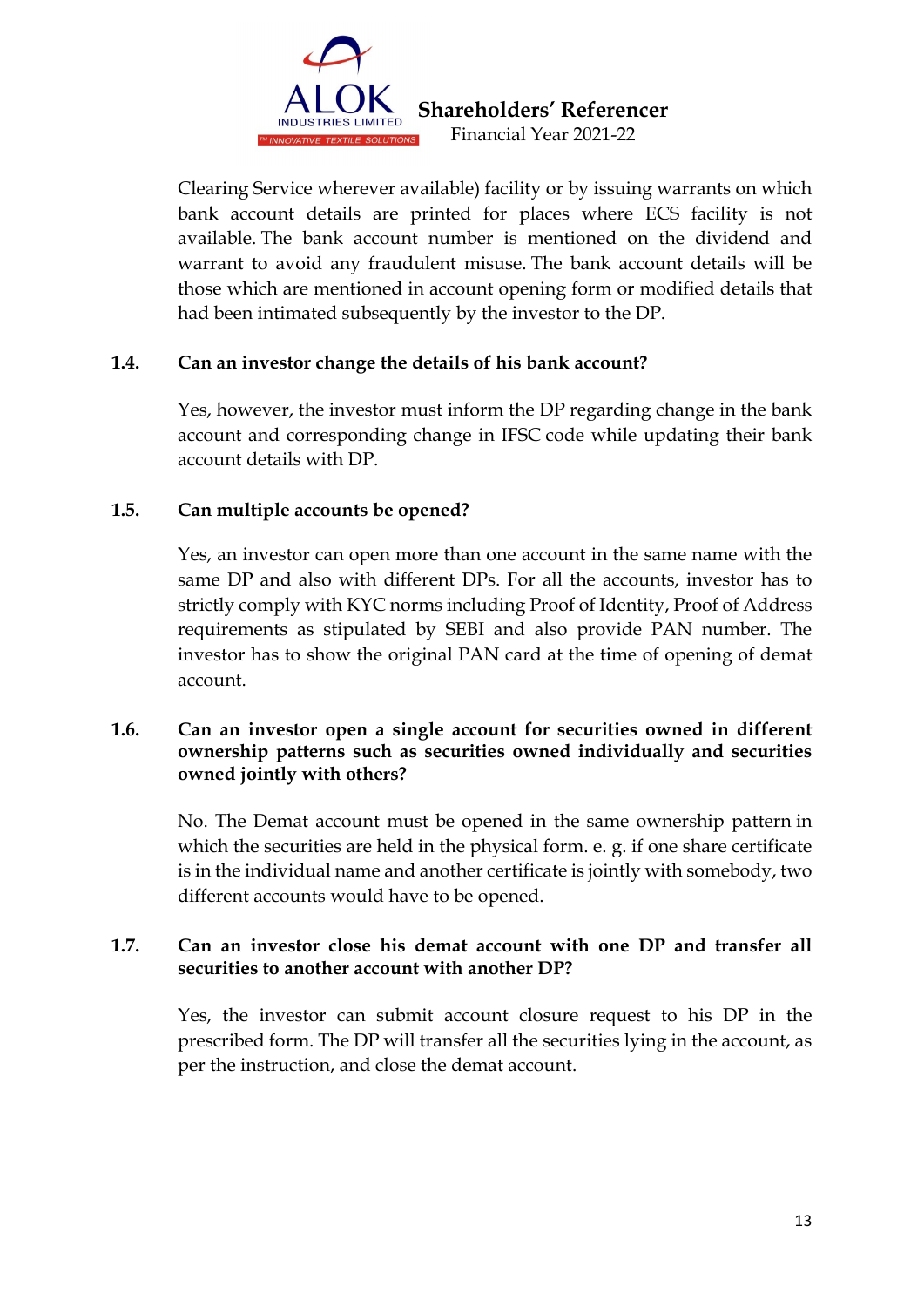Clearing Service wherever available) facility or by issuing warrants on which bank account details are printed for places where ECS facility is not available. The bank account number is mentioned on the dividend and warrant to avoid any fraudulent misuse. The bank account details will be those which are mentioned in account opening form or modified details that had been intimated subsequently by the investor to the DP.

**1.4. Can an investor change the details of his bank account?**

Yes, however, the investor must inform the DP regarding change in the bank account and corresponding change in IFSC code while updating their bank account details with DP.

**1.5. Can multiple accounts be opened?**

Yes, an investor can open more than one account in the same name with the same DP and also with different DPs. For all the accounts, investor has to strictly comply with KYC norms including Proof of Identity, Proof of Address requirements as stipulated by SEBI and also provide PAN number. The investor has to show the original PAN card at the time of opening of demat account.

**1.6. Can an investor open a single account for securities owned in different ownership patterns such as securities owned individually and securities owned jointly with others?**

No. The Demat account must be opened in the same ownership pattern in which the securities are held in the physical form. e. g. if one share certificate is in the individual name and another certificate is jointly with somebody, two different accounts would have to be opened.

**1.7. Can an investor close his demat account with one DP and transfer all securities to another account with another DP?**

Yes, the investor can submit account closure request to his DP in the prescribed form. The DP will transfer all the securities lying in the account, as per the instruction, and close the demat account.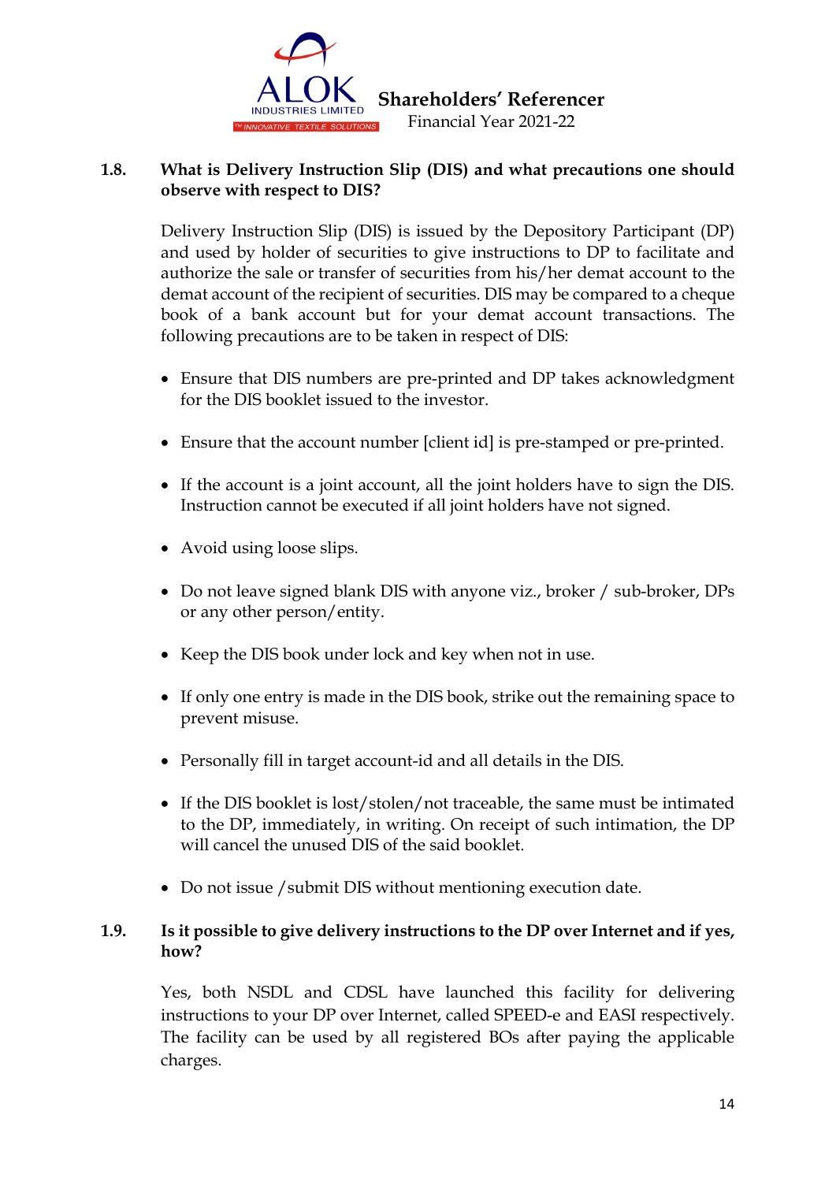### 1.8. What is Delivery Instruction Slip (DIS) and what precautions one should observe with respect to DIS?

Delivery Instruction Slip (DIS) is issued by the Depository Participant (DP) and used by holder of securities to give instructions to DP to facilitate and authorize the sale or transfer of securities from his/her demat account to the demat account of the recipient of securities. DIS may be compared to a cheque book of a bank account but for your demat account transactions. The following precautions are to be taken in respect of DIS:

- Ensure that DIS numbers are pre-printed and DP takes acknowledgment for the DIS booklet issued to the investor.
- Ensure that the account number [client id] is pre-stamped or pre-printed.
- If the account is a joint account, all the joint holders have to sign the DIS. Instruction cannot be executed if all joint holders have not signed.
- Avoid using loose slips.
- Do not leave signed blank DIS with anyone viz., broker / sub-broker, DPs or any other person/entity.
- Keep the DIS book under lock and key when not in use.
- If only one entry is made in the DIS book, strike out the remaining space to prevent misuse.
- Personally fill in target account-id and all details in the DIS.
- If the DIS booklet is lost/stolen/not traceable, the same must be intimated to the DP, immediately, in writing. On receipt of such intimation, the DP will cancel the unused DIS of the said booklet.
- Do not issue /submit DIS without mentioning execution date.

### 1.9. Is it possible to give delivery instructions to the DP over Internet and if yes, how?

Yes, both NSDL and CDSL have launched this facility for delivering instructions to your DP over Internet, called SPEED-e and EASI respectively. The facility can be used by all registered BOs after paying the applicable charges.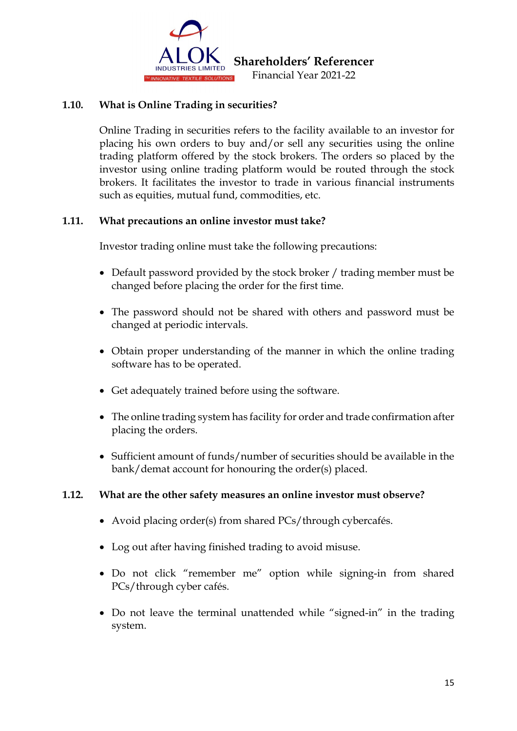### 1.10. What is Online Trading in securities?

Online Trading in securities refers to the facility available to an investor for placing his own orders to buy and/or sell any securities using the online trading platform offered by the stock brokers. The orders so placed by the investor using online trading platform would be routed through the stock brokers. It facilitates the investor to trade in various financial instruments such as equities, mutual fund, commodities, etc.

### 1.11. What precautions an online investor must take?

Investor trading online must take the following precautions:

- Default password provided by the stock broker / trading member must be changed before placing the order for the first time.
- The password should not be shared with others and password must be changed at periodic intervals.
- Obtain proper understanding of the manner in which the online trading software has to be operated.
- Get adequately trained before using the software.
- The online trading system has facility for order and trade confirmation after placing the orders.
- Sufficient amount of funds/number of securities should be available in the bank/demat account for honouring the order(s) placed.

### 1.12. What are the other safety measures an online investor must observe?

- Avoid placing order(s) from shared PCs/through cybercafés.
- Log out after having finished trading to avoid misuse.
- Do not click "remember me" option while signing-in from shared PCs/through cyber cafés.
- Do not leave the terminal unattended while "signed-in" in the trading system.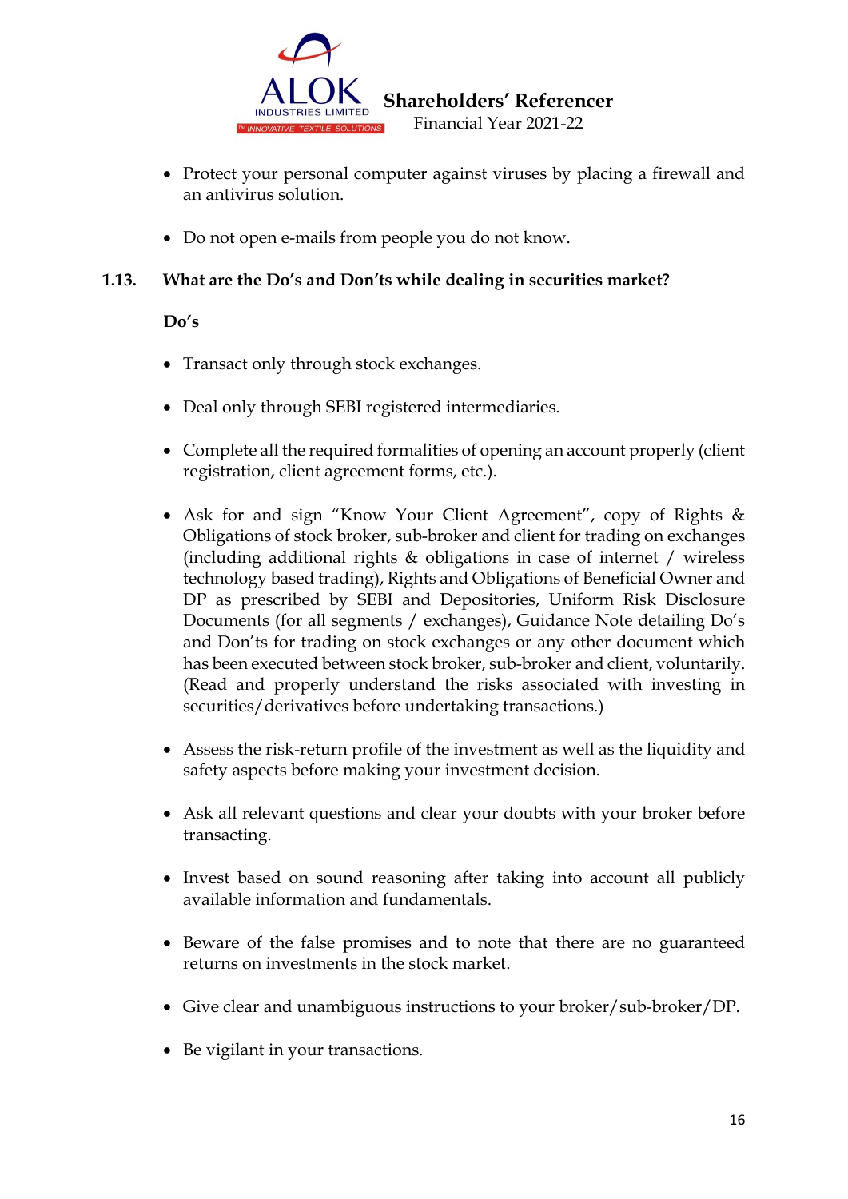- Protect your personal computer against viruses by placing a firewall and an antivirus solution.

- Do not open e-mails from people you do not know.

### 1.13. What are the Do's and Don'ts while dealing in securities market?

**Do's**

- Transact only through stock exchanges.

- Deal only through SEBI registered intermediaries.

- Complete all the required formalities of opening an account properly (client registration, client agreement forms, etc.).

- Ask for and sign "Know Your Client Agreement", copy of Rights & Obligations of stock broker, sub-broker and client for trading on exchanges (including additional rights & obligations in case of internet / wireless technology based trading), Rights and Obligations of Beneficial Owner and DP as prescribed by SEBI and Depositories, Uniform Risk Disclosure Documents (for all segments / exchanges), Guidance Note detailing Do's and Don'ts for trading on stock exchanges or any other document which has been executed between stock broker, sub-broker and client, voluntarily. (Read and properly understand the risks associated with investing in securities/derivatives before undertaking transactions.)

- Assess the risk-return profile of the investment as well as the liquidity and safety aspects before making your investment decision.

- Ask all relevant questions and clear your doubts with your broker before transacting.

- Invest based on sound reasoning after taking into account all publicly available information and fundamentals.

- Beware of the false promises and to note that there are no guaranteed returns on investments in the stock market.

- Give clear and unambiguous instructions to your broker/sub-broker/DP.

- Be vigilant in your transactions.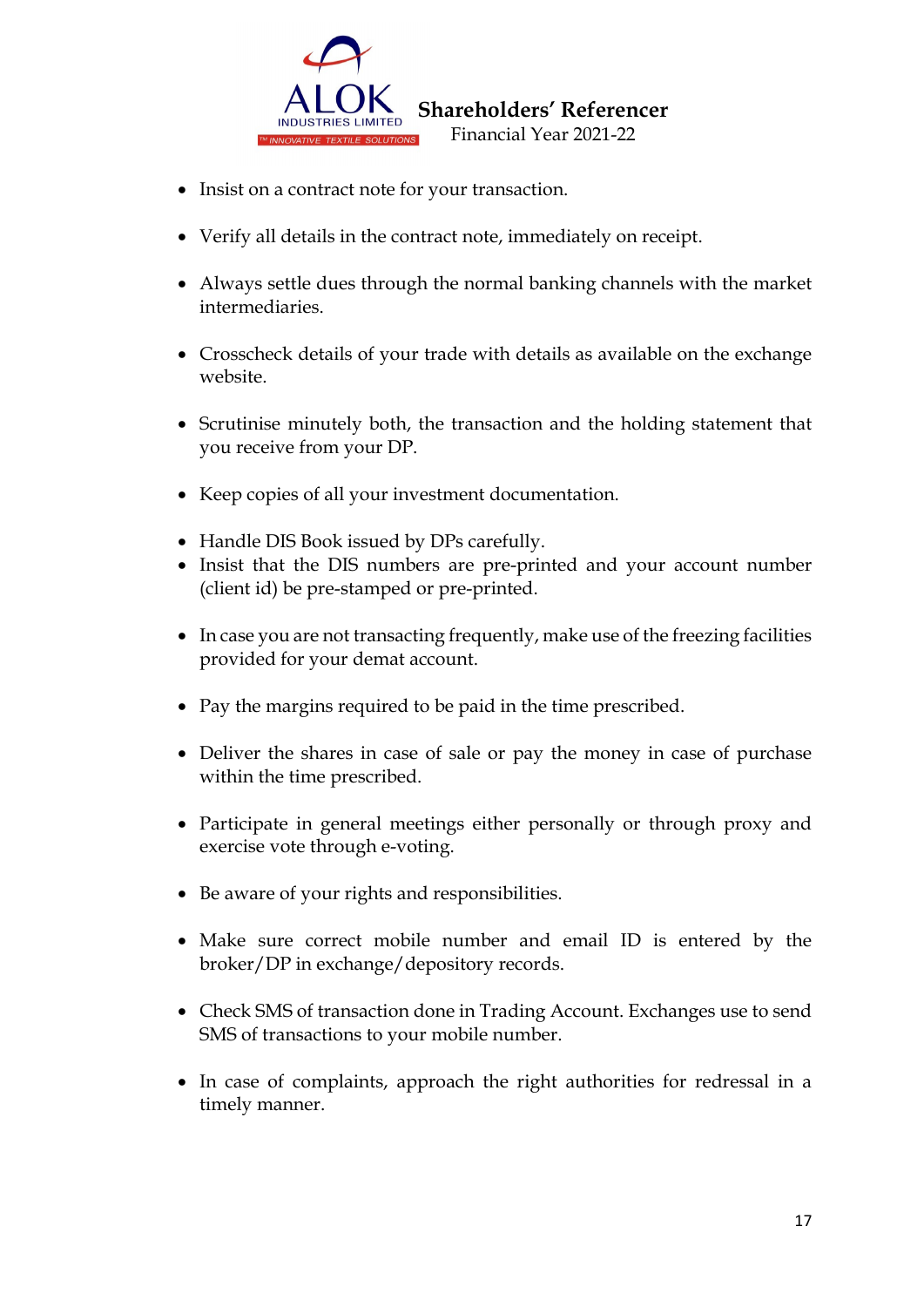- Insist on a contract note for your transaction.
- Verify all details in the contract note, immediately on receipt.
- Always settle dues through the normal banking channels with the market intermediaries.
- Crosscheck details of your trade with details as available on the exchange website.
- Scrutinise minutely both, the transaction and the holding statement that you receive from your DP.
- Keep copies of all your investment documentation.
- Handle DIS Book issued by DPs carefully.
- Insist that the DIS numbers are pre-printed and your account number (client id) be pre-stamped or pre-printed.
- In case you are not transacting frequently, make use of the freezing facilities provided for your demat account.
- Pay the margins required to be paid in the time prescribed.
- Deliver the shares in case of sale or pay the money in case of purchase within the time prescribed.
- Participate in general meetings either personally or through proxy and exercise vote through e-voting.
- Be aware of your rights and responsibilities.
- Make sure correct mobile number and email ID is entered by the broker/DP in exchange/depository records.
- Check SMS of transaction done in Trading Account. Exchanges use to send SMS of transactions to your mobile number.
- In case of complaints, approach the right authorities for redressal in a timely manner.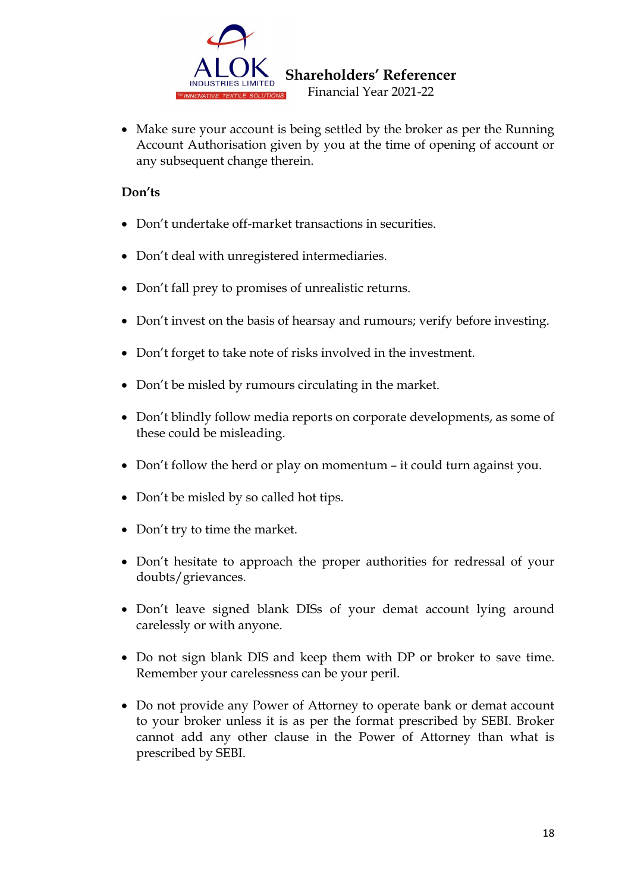- Make sure your account is being settled by the broker as per the Running Account Authorisation given by you at the time of opening of account or any subsequent change therein.

**Don'ts**

- Don't undertake off-market transactions in securities.
- Don't deal with unregistered intermediaries.
- Don't fall prey to promises of unrealistic returns.
- Don't invest on the basis of hearsay and rumours; verify before investing.
- Don't forget to take note of risks involved in the investment.
- Don't be misled by rumours circulating in the market.
- Don't blindly follow media reports on corporate developments, as some of these could be misleading.
- Don't follow the herd or play on momentum – it could turn against you.
- Don't be misled by so called hot tips.
- Don't try to time the market.
- Don't hesitate to approach the proper authorities for redressal of your doubts/grievances.
- Don't leave signed blank DISs of your demat account lying around carelessly or with anyone.
- Do not sign blank DIS and keep them with DP or broker to save time. Remember your carelessness can be your peril.
- Do not provide any Power of Attorney to operate bank or demat account to your broker unless it is as per the format prescribed by SEBI. Broker cannot add any other clause in the Power of Attorney than what is prescribed by SEBI.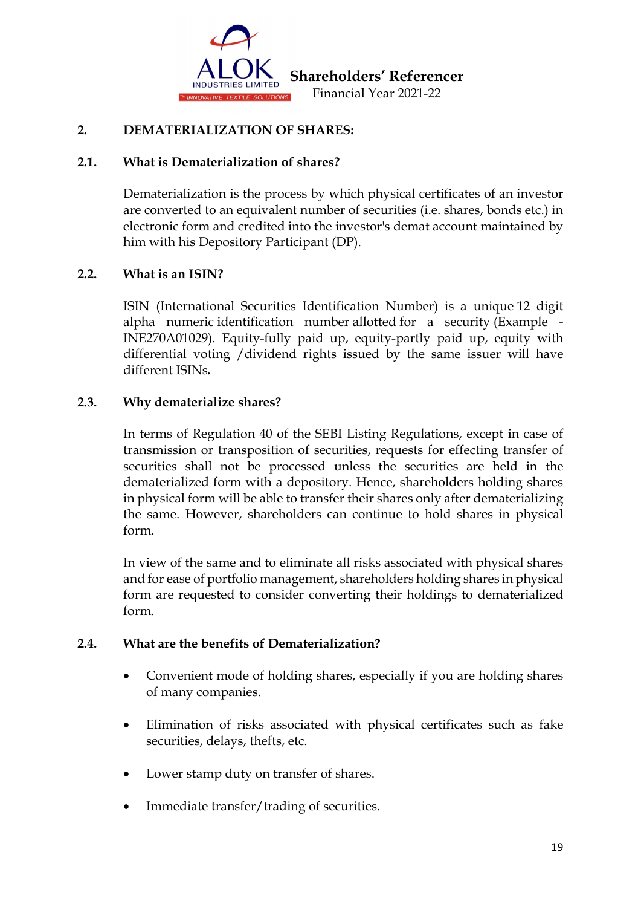## 2. DEMATERIALIZATION OF SHARES:

### 2.1. What is Dematerialization of shares?

Dematerialization is the process by which physical certificates of an investor are converted to an equivalent number of securities (i.e. shares, bonds etc.) in electronic form and credited into the investor's demat account maintained by him with his Depository Participant (DP).

### 2.2. What is an ISIN?

ISIN (International Securities Identification Number) is a unique 12 digit alpha numeric identification number allotted for a security (Example - INE270A01029). Equity-fully paid up, equity-partly paid up, equity with differential voting /dividend rights issued by the same issuer will have different ISINs.

### 2.3. Why dematerialize shares?

In terms of Regulation 40 of the SEBI Listing Regulations, except in case of transmission or transposition of securities, requests for effecting transfer of securities shall not be processed unless the securities are held in the dematerialized form with a depository. Hence, shareholders holding shares in physical form will be able to transfer their shares only after dematerializing the same. However, shareholders can continue to hold shares in physical form.

In view of the same and to eliminate all risks associated with physical shares and for ease of portfolio management, shareholders holding shares in physical form are requested to consider converting their holdings to dematerialized form.

### 2.4. What are the benefits of Dematerialization?

- Convenient mode of holding shares, especially if you are holding shares of many companies.
- Elimination of risks associated with physical certificates such as fake securities, delays, thefts, etc.
- Lower stamp duty on transfer of shares.
- Immediate transfer/trading of securities.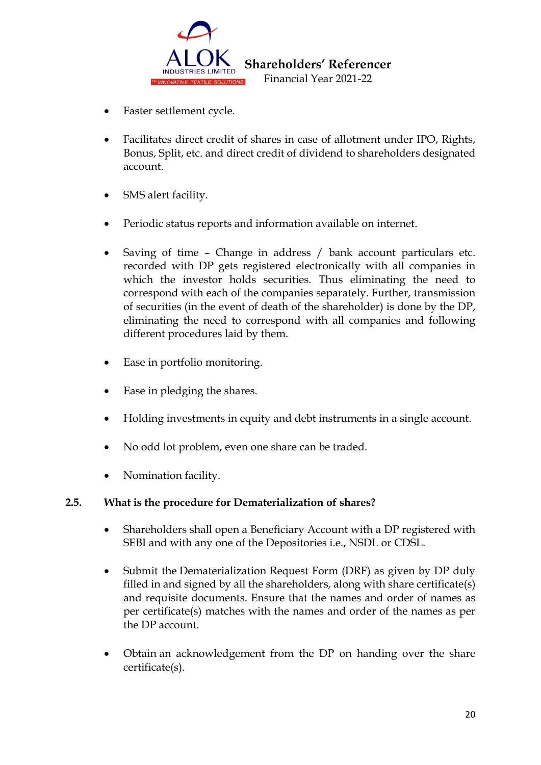- Faster settlement cycle.

- Facilitates direct credit of shares in case of allotment under IPO, Rights, Bonus, Split, etc. and direct credit of dividend to shareholders designated account.

- SMS alert facility.

- Periodic status reports and information available on internet.

- Saving of time – Change in address / bank account particulars etc. recorded with DP gets registered electronically with all companies in which the investor holds securities. Thus eliminating the need to correspond with each of the companies separately. Further, transmission of securities (in the event of death of the shareholder) is done by the DP, eliminating the need to correspond with all companies and following different procedures laid by them.

- Ease in portfolio monitoring.

- Ease in pledging the shares.

- Holding investments in equity and debt instruments in a single account.

- No odd lot problem, even one share can be traded.

- Nomination facility.

**2.5. What is the procedure for Dematerialization of shares?**

- Shareholders shall open a Beneficiary Account with a DP registered with SEBI and with any one of the Depositories i.e., NSDL or CDSL.

- Submit the Dematerialization Request Form (DRF) as given by DP duly filled in and signed by all the shareholders, along with share certificate(s) and requisite documents. Ensure that the names and order of names as per certificate(s) matches with the names and order of the names as per the DP account.

- Obtain an acknowledgement from the DP on handing over the share certificate(s).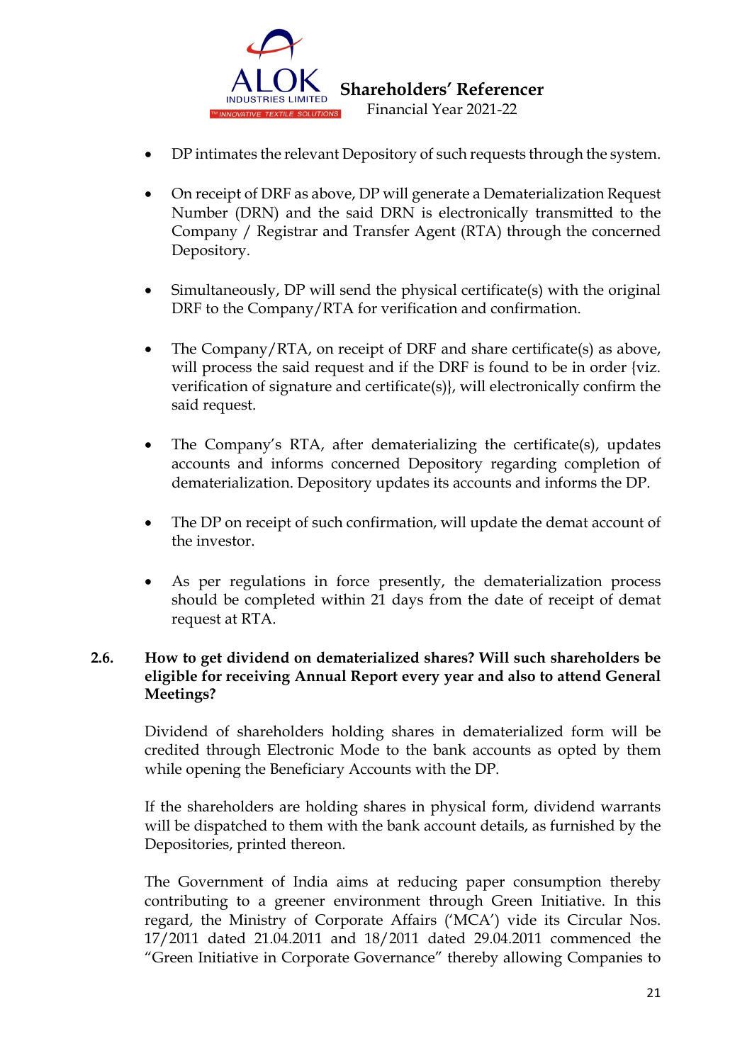- DP intimates the relevant Depository of such requests through the system.

- On receipt of DRF as above, DP will generate a Dematerialization Request Number (DRN) and the said DRN is electronically transmitted to the Company / Registrar and Transfer Agent (RTA) through the concerned Depository.

- Simultaneously, DP will send the physical certificate(s) with the original DRF to the Company/RTA for verification and confirmation.

- The Company/RTA, on receipt of DRF and share certificate(s) as above, will process the said request and if the DRF is found to be in order {viz. verification of signature and certificate(s)}, will electronically confirm the said request.

- The Company's RTA, after dematerializing the certificate(s), updates accounts and informs concerned Depository regarding completion of dematerialization. Depository updates its accounts and informs the DP.

- The DP on receipt of such confirmation, will update the demat account of the investor.

- As per regulations in force presently, the dematerialization process should be completed within 21 days from the date of receipt of demat request at RTA.

**2.6. How to get dividend on dematerialized shares? Will such shareholders be eligible for receiving Annual Report every year and also to attend General Meetings?**

Dividend of shareholders holding shares in dematerialized form will be credited through Electronic Mode to the bank accounts as opted by them while opening the Beneficiary Accounts with the DP.

If the shareholders are holding shares in physical form, dividend warrants will be dispatched to them with the bank account details, as furnished by the Depositories, printed thereon.

The Government of India aims at reducing paper consumption thereby contributing to a greener environment through Green Initiative. In this regard, the Ministry of Corporate Affairs ('MCA') vide its Circular Nos. 17/2011 dated 21.04.2011 and 18/2011 dated 29.04.2011 commenced the "Green Initiative in Corporate Governance" thereby allowing Companies to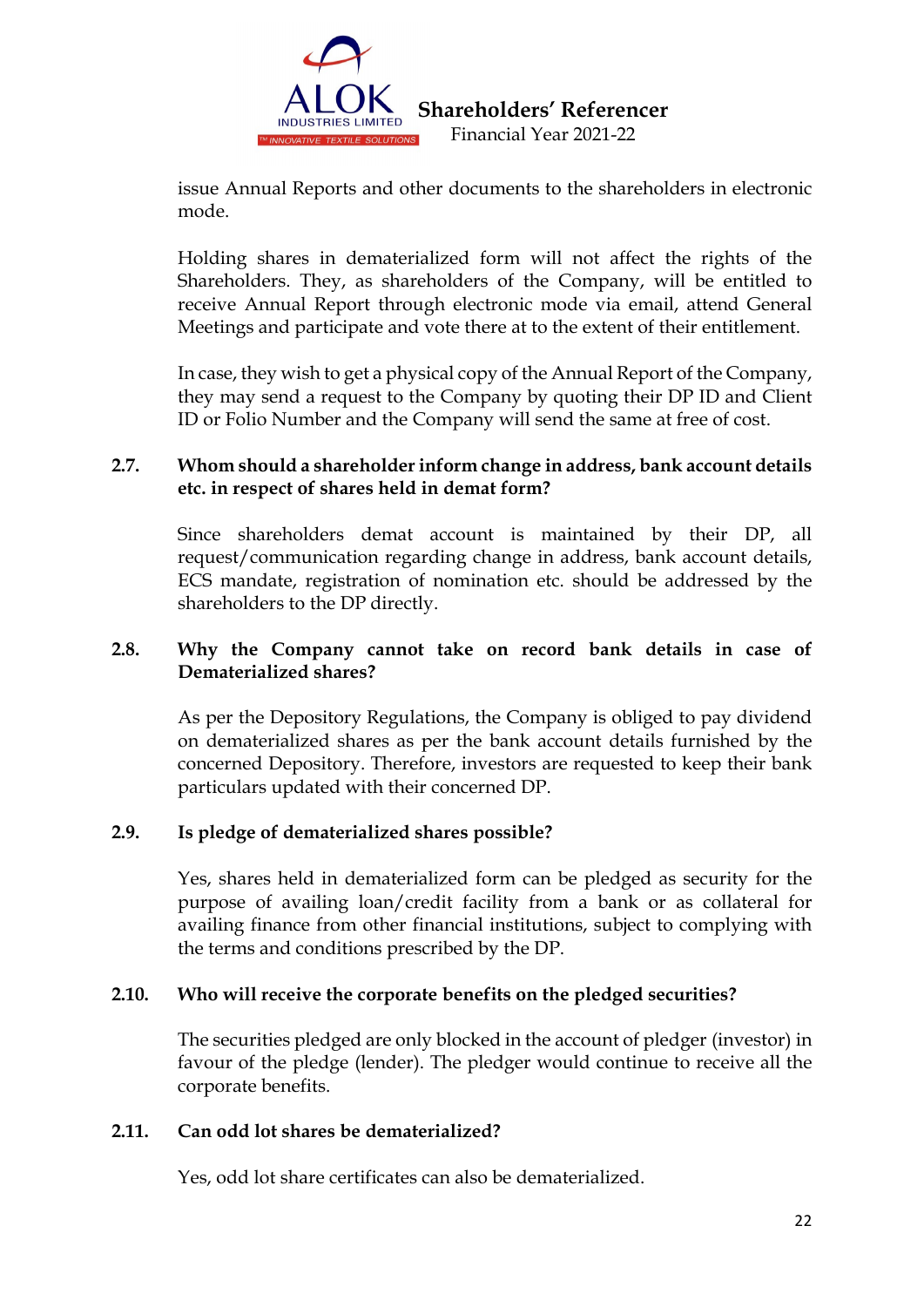issue Annual Reports and other documents to the shareholders in electronic mode.

Holding shares in dematerialized form will not affect the rights of the Shareholders. They, as shareholders of the Company, will be entitled to receive Annual Report through electronic mode via email, attend General Meetings and participate and vote there at to the extent of their entitlement.

In case, they wish to get a physical copy of the Annual Report of the Company, they may send a request to the Company by quoting their DP ID and Client ID or Folio Number and the Company will send the same at free of cost.

**2.7. Whom should a shareholder inform change in address, bank account details etc. in respect of shares held in demat form?**

Since shareholders demat account is maintained by their DP, all request/communication regarding change in address, bank account details, ECS mandate, registration of nomination etc. should be addressed by the shareholders to the DP directly.

**2.8. Why the Company cannot take on record bank details in case of Dematerialized shares?**

As per the Depository Regulations, the Company is obliged to pay dividend on dematerialized shares as per the bank account details furnished by the concerned Depository. Therefore, investors are requested to keep their bank particulars updated with their concerned DP.

**2.9. Is pledge of dematerialized shares possible?**

Yes, shares held in dematerialized form can be pledged as security for the purpose of availing loan/credit facility from a bank or as collateral for availing finance from other financial institutions, subject to complying with the terms and conditions prescribed by the DP.

**2.10. Who will receive the corporate benefits on the pledged securities?**

The securities pledged are only blocked in the account of pledger (investor) in favour of the pledge (lender). The pledger would continue to receive all the corporate benefits.

**2.11. Can odd lot shares be dematerialized?**

Yes, odd lot share certificates can also be dematerialized.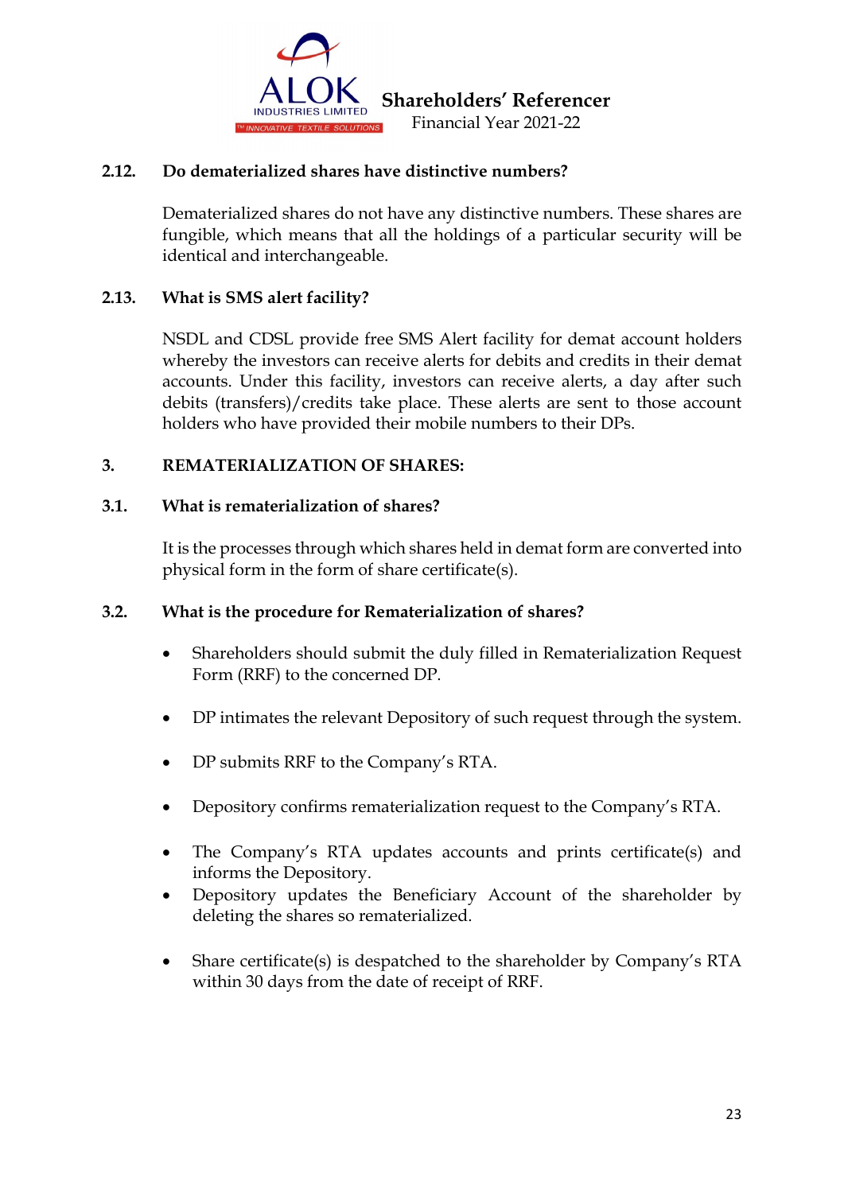### 2.12. Do dematerialized shares have distinctive numbers?

Dematerialized shares do not have any distinctive numbers. These shares are fungible, which means that all the holdings of a particular security will be identical and interchangeable.

### 2.13. What is SMS alert facility?

NSDL and CDSL provide free SMS Alert facility for demat account holders whereby the investors can receive alerts for debits and credits in their demat accounts. Under this facility, investors can receive alerts, a day after such debits (transfers)/credits take place. These alerts are sent to those account holders who have provided their mobile numbers to their DPs.

## 3. REMATERIALIZATION OF SHARES:

### 3.1. What is rematerialization of shares?

It is the processes through which shares held in demat form are converted into physical form in the form of share certificate(s).

### 3.2. What is the procedure for Rematerialization of shares?

- Shareholders should submit the duly filled in Rematerialization Request Form (RRF) to the concerned DP.
- DP intimates the relevant Depository of such request through the system.
- DP submits RRF to the Company's RTA.
- Depository confirms rematerialization request to the Company's RTA.
- The Company's RTA updates accounts and prints certificate(s) and informs the Depository.
- Depository updates the Beneficiary Account of the shareholder by deleting the shares so rematerialized.
- Share certificate(s) is despatched to the shareholder by Company's RTA within 30 days from the date of receipt of RRF.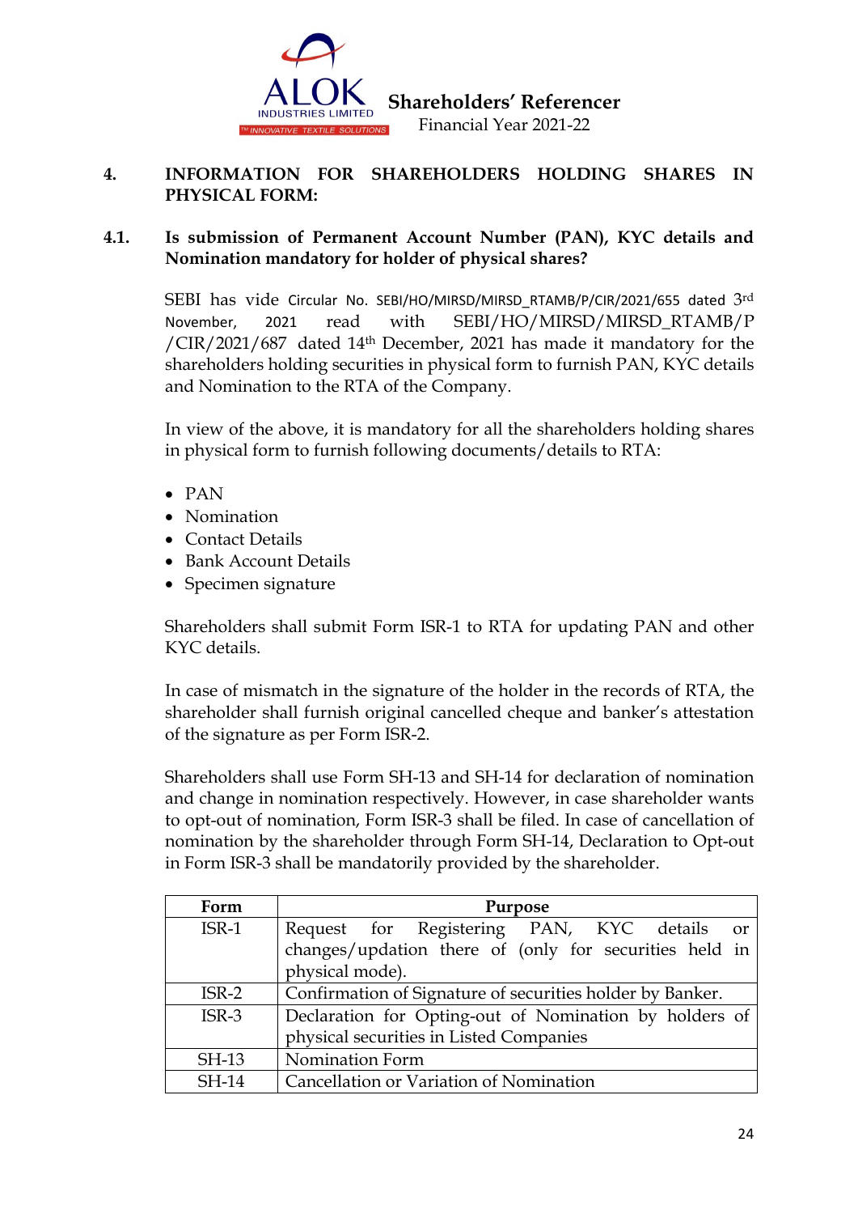## 4. INFORMATION FOR SHAREHOLDERS HOLDING SHARES IN PHYSICAL FORM:

### 4.1. Is submission of Permanent Account Number (PAN), KYC details and Nomination mandatory for holder of physical shares?

SEBI has vide Circular No. SEBI/HO/MIRSD/MIRSD_RTAMB/P/CIR/2021/655 dated 3rd November, 2021 read with SEBI/HO/MIRSD/MIRSD_RTAMB/P/CIR/2021/687 dated 14th December, 2021 has made it mandatory for the shareholders holding securities in physical form to furnish PAN, KYC details and Nomination to the RTA of the Company.

In view of the above, it is mandatory for all the shareholders holding shares in physical form to furnish following documents/details to RTA:

- PAN
- Nomination
- Contact Details
- Bank Account Details
- Specimen signature

Shareholders shall submit Form ISR-1 to RTA for updating PAN and other KYC details.

In case of mismatch in the signature of the holder in the records of RTA, the shareholder shall furnish original cancelled cheque and banker's attestation of the signature as per Form ISR-2.

Shareholders shall use Form SH-13 and SH-14 for declaration of nomination and change in nomination respectively. However, in case shareholder wants to opt-out of nomination, Form ISR-3 shall be filed. In case of cancellation of nomination by the shareholder through Form SH-14, Declaration to Opt-out in Form ISR-3 shall be mandatorily provided by the shareholder.

| Form | Purpose |
|---|---|
| ISR-1 | Request for Registering PAN, KYC details or changes/updation there of (only for securities held in physical mode). |
| ISR-2 | Confirmation of Signature of securities holder by Banker. |
| ISR-3 | Declaration for Opting-out of Nomination by holders of physical securities in Listed Companies |
| SH-13 | Nomination Form |
| SH-14 | Cancellation or Variation of Nomination |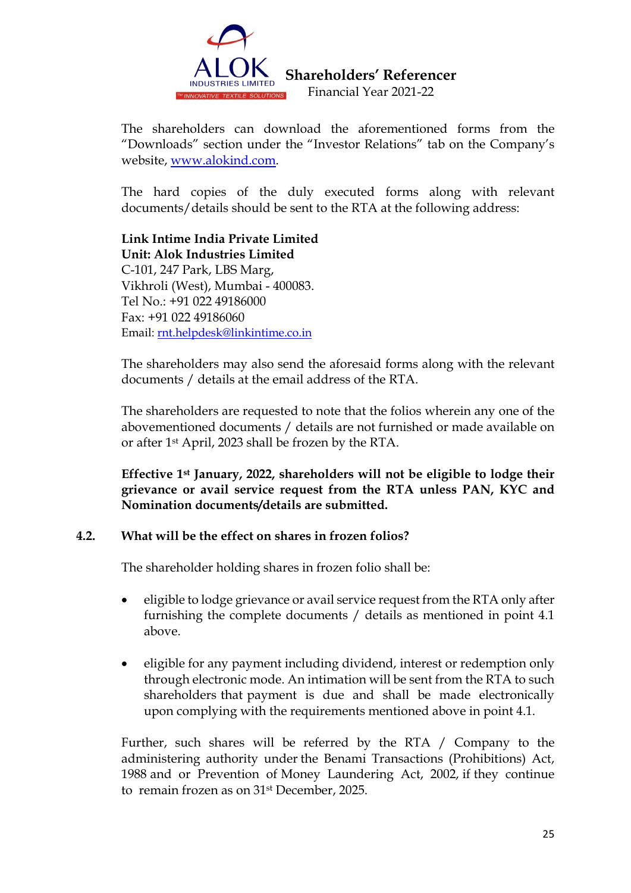The shareholders can download the aforementioned forms from the "Downloads" section under the "Investor Relations" tab on the Company's website, www.alokind.com.

The hard copies of the duly executed forms along with relevant documents/details should be sent to the RTA at the following address:

**Link Intime India Private Limited**
**Unit: Alok Industries Limited**
C-101, 247 Park, LBS Marg,
Vikhroli (West), Mumbai - 400083.
Tel No.: +91 022 49186000
Fax: +91 022 49186060
Email: rnt.helpdesk@linkintime.co.in

The shareholders may also send the aforesaid forms along with the relevant documents / details at the email address of the RTA.

The shareholders are requested to note that the folios wherein any one of the abovementioned documents / details are not furnished or made available on or after 1st April, 2023 shall be frozen by the RTA.

**Effective 1st January, 2022, shareholders will not be eligible to lodge their grievance or avail service request from the RTA unless PAN, KYC and Nomination documents/details are submitted.**

### 4.2. What will be the effect on shares in frozen folios?

The shareholder holding shares in frozen folio shall be:

- eligible to lodge grievance or avail service request from the RTA only after furnishing the complete documents / details as mentioned in point 4.1 above.

- eligible for any payment including dividend, interest or redemption only through electronic mode. An intimation will be sent from the RTA to such shareholders that payment is due and shall be made electronically upon complying with the requirements mentioned above in point 4.1.

Further, such shares will be referred by the RTA / Company to the administering authority under the Benami Transactions (Prohibitions) Act, 1988 and or Prevention of Money Laundering Act, 2002, if they continue to remain frozen as on 31st December, 2025.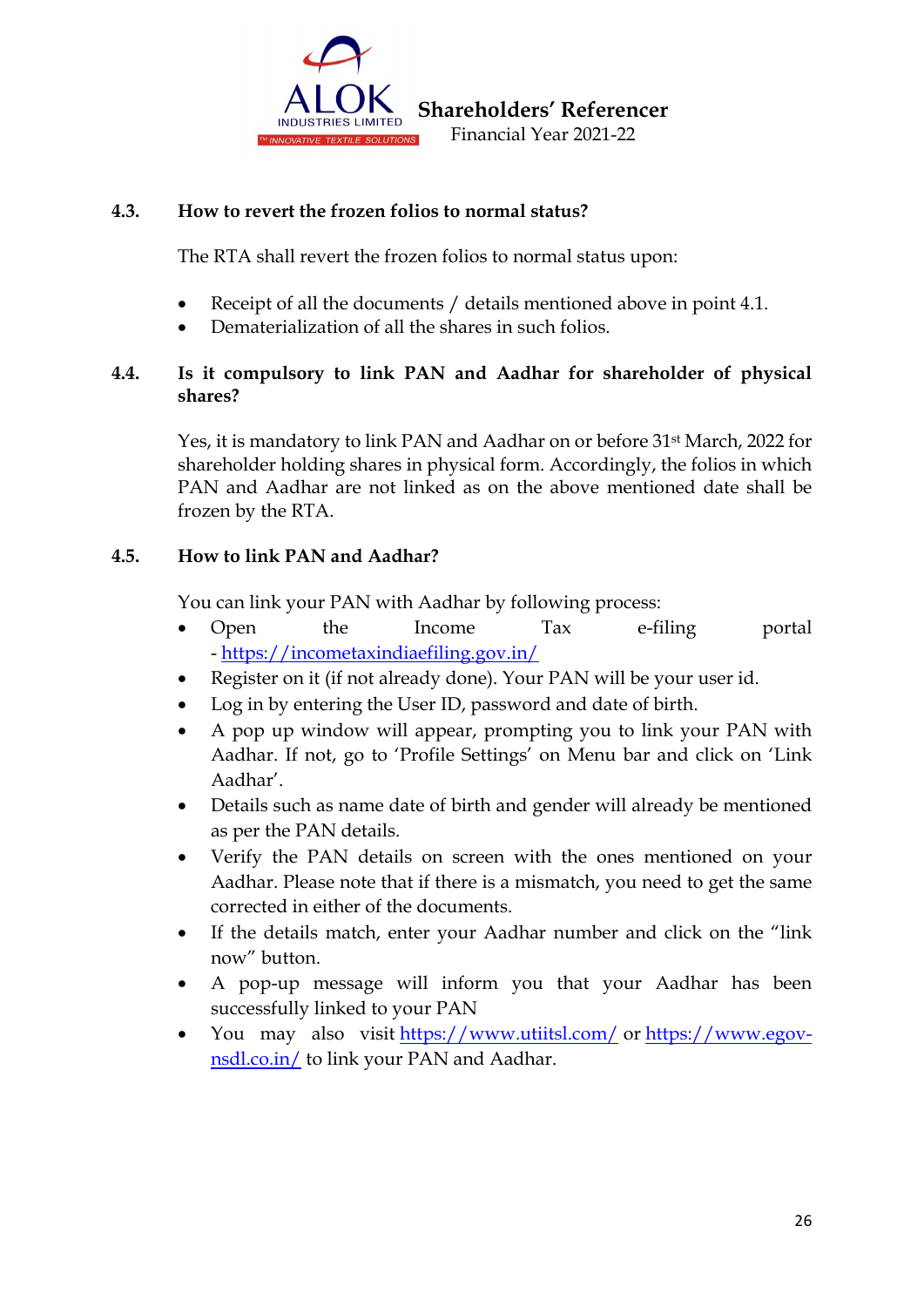### 4.3. How to revert the frozen folios to normal status?

The RTA shall revert the frozen folios to normal status upon:

- Receipt of all the documents / details mentioned above in point 4.1.
- Dematerialization of all the shares in such folios.

### 4.4. Is it compulsory to link PAN and Aadhar for shareholder of physical shares?

Yes, it is mandatory to link PAN and Aadhar on or before 31st March, 2022 for shareholder holding shares in physical form. Accordingly, the folios in which PAN and Aadhar are not linked as on the above mentioned date shall be frozen by the RTA.

### 4.5. How to link PAN and Aadhar?

You can link your PAN with Aadhar by following process:

- Open the Income Tax e-filing portal - https://incometaxindiaefiling.gov.in/
- Register on it (if not already done). Your PAN will be your user id.
- Log in by entering the User ID, password and date of birth.
- A pop up window will appear, prompting you to link your PAN with Aadhar. If not, go to 'Profile Settings' on Menu bar and click on 'Link Aadhar'.
- Details such as name date of birth and gender will already be mentioned as per the PAN details.
- Verify the PAN details on screen with the ones mentioned on your Aadhar. Please note that if there is a mismatch, you need to get the same corrected in either of the documents.
- If the details match, enter your Aadhar number and click on the "link now" button.
- A pop-up message will inform you that your Aadhar has been successfully linked to your PAN
- You may also visit https://www.utiitsl.com/ or https://www.egov-nsdl.co.in/ to link your PAN and Aadhar.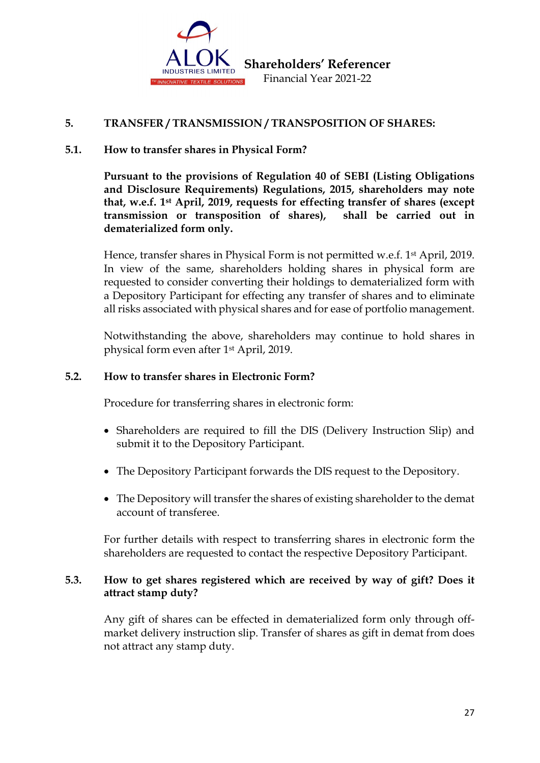## 5. TRANSFER / TRANSMISSION / TRANSPOSITION OF SHARES:

### 5.1. How to transfer shares in Physical Form?

**Pursuant to the provisions of Regulation 40 of SEBI (Listing Obligations and Disclosure Requirements) Regulations, 2015, shareholders may note that, w.e.f. 1st April, 2019, requests for effecting transfer of shares (except transmission or transposition of shares), shall be carried out in dematerialized form only.**

Hence, transfer shares in Physical Form is not permitted w.e.f. 1st April, 2019. In view of the same, shareholders holding shares in physical form are requested to consider converting their holdings to dematerialized form with a Depository Participant for effecting any transfer of shares and to eliminate all risks associated with physical shares and for ease of portfolio management.

Notwithstanding the above, shareholders may continue to hold shares in physical form even after 1st April, 2019.

### 5.2. How to transfer shares in Electronic Form?

Procedure for transferring shares in electronic form:

- Shareholders are required to fill the DIS (Delivery Instruction Slip) and submit it to the Depository Participant.
- The Depository Participant forwards the DIS request to the Depository.
- The Depository will transfer the shares of existing shareholder to the demat account of transferee.

For further details with respect to transferring shares in electronic form the shareholders are requested to contact the respective Depository Participant.

### 5.3. How to get shares registered which are received by way of gift? Does it attract stamp duty?

Any gift of shares can be effected in dematerialized form only through off-market delivery instruction slip. Transfer of shares as gift in demat from does not attract any stamp duty.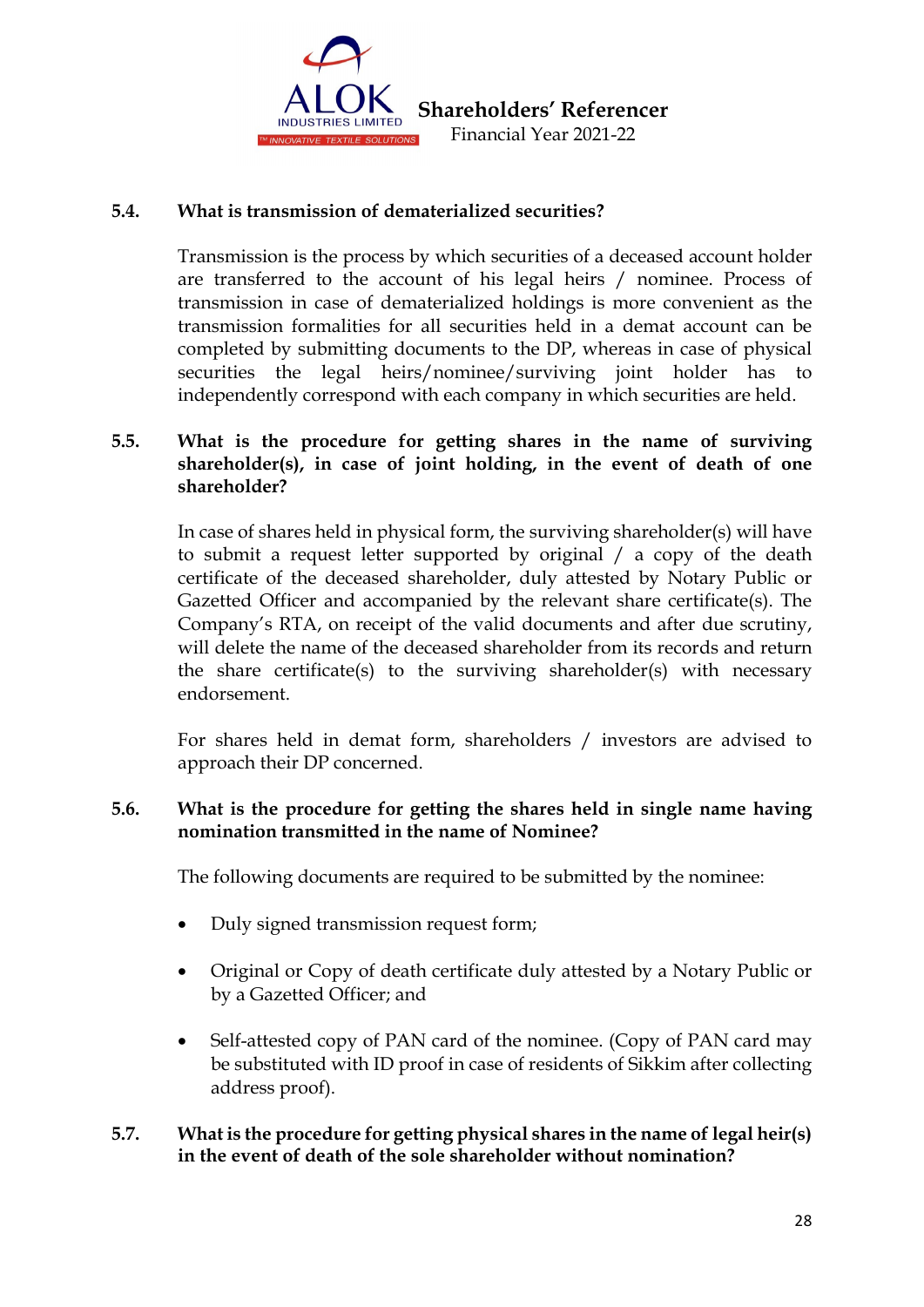### 5.4. What is transmission of dematerialized securities?

Transmission is the process by which securities of a deceased account holder are transferred to the account of his legal heirs / nominee. Process of transmission in case of dematerialized holdings is more convenient as the transmission formalities for all securities held in a demat account can be completed by submitting documents to the DP, whereas in case of physical securities the legal heirs/nominee/surviving joint holder has to independently correspond with each company in which securities are held.

### 5.5. What is the procedure for getting shares in the name of surviving shareholder(s), in case of joint holding, in the event of death of one shareholder?

In case of shares held in physical form, the surviving shareholder(s) will have to submit a request letter supported by original / a copy of the death certificate of the deceased shareholder, duly attested by Notary Public or Gazetted Officer and accompanied by the relevant share certificate(s). The Company's RTA, on receipt of the valid documents and after due scrutiny, will delete the name of the deceased shareholder from its records and return the share certificate(s) to the surviving shareholder(s) with necessary endorsement.

For shares held in demat form, shareholders / investors are advised to approach their DP concerned.

### 5.6. What is the procedure for getting the shares held in single name having nomination transmitted in the name of Nominee?

The following documents are required to be submitted by the nominee:

- Duly signed transmission request form;
- Original or Copy of death certificate duly attested by a Notary Public or by a Gazetted Officer; and
- Self-attested copy of PAN card of the nominee. (Copy of PAN card may be substituted with ID proof in case of residents of Sikkim after collecting address proof).

### 5.7. What is the procedure for getting physical shares in the name of legal heir(s) in the event of death of the sole shareholder without nomination?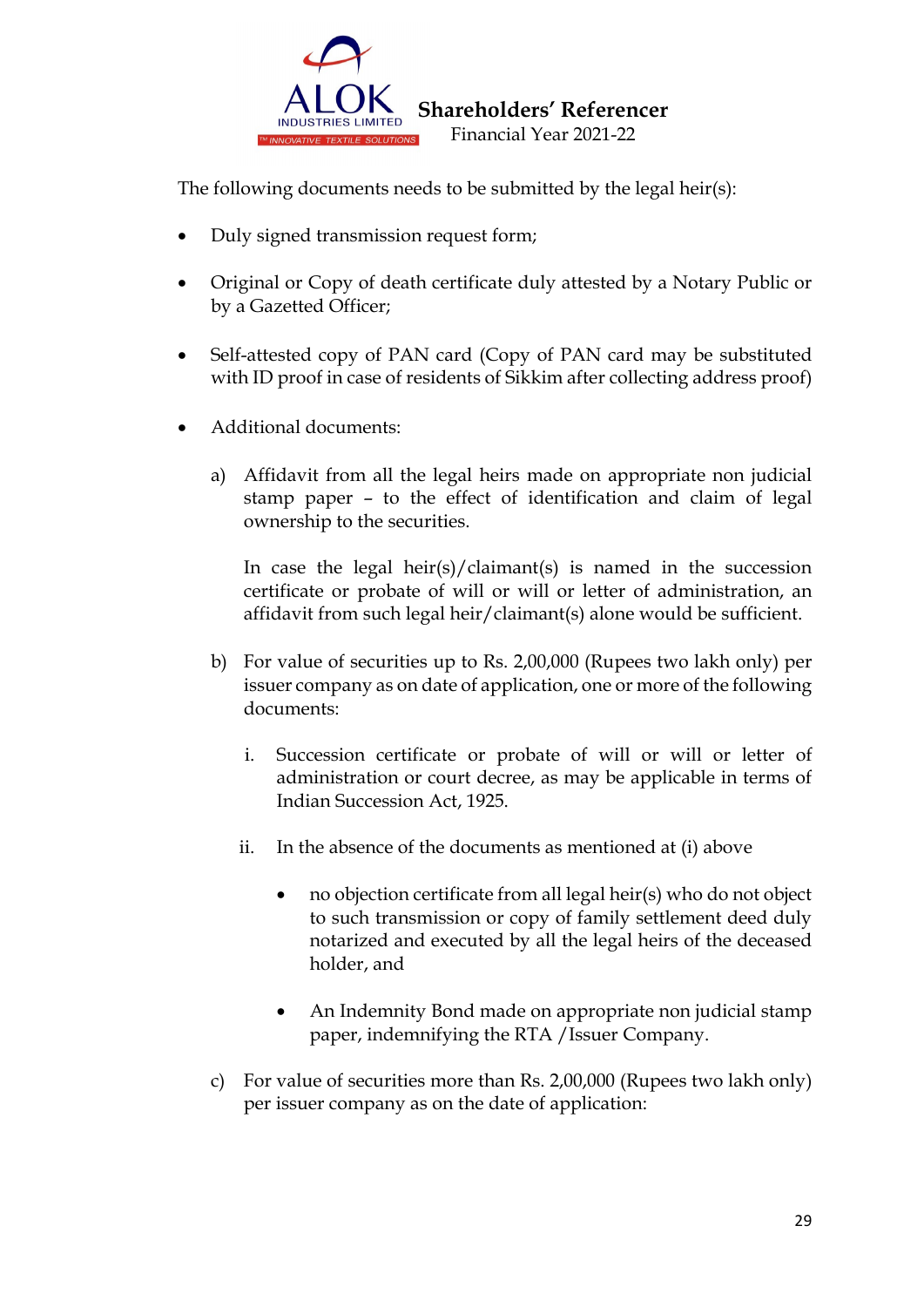The following documents needs to be submitted by the legal heir(s):

- Duly signed transmission request form;
- Original or Copy of death certificate duly attested by a Notary Public or by a Gazetted Officer;
- Self-attested copy of PAN card (Copy of PAN card may be substituted with ID proof in case of residents of Sikkim after collecting address proof)
- Additional documents:

  a) Affidavit from all the legal heirs made on appropriate non judicial stamp paper – to the effect of identification and claim of legal ownership to the securities.

     In case the legal heir(s)/claimant(s) is named in the succession certificate or probate of will or will or letter of administration, an affidavit from such legal heir/claimant(s) alone would be sufficient.

  b) For value of securities up to Rs. 2,00,000 (Rupees two lakh only) per issuer company as on date of application, one or more of the following documents:

     i. Succession certificate or probate of will or will or letter of administration or court decree, as may be applicable in terms of Indian Succession Act, 1925.

     ii. In the absence of the documents as mentioned at (i) above

        - no objection certificate from all legal heir(s) who do not object to such transmission or copy of family settlement deed duly notarized and executed by all the legal heirs of the deceased holder, and
        - An Indemnity Bond made on appropriate non judicial stamp paper, indemnifying the RTA /Issuer Company.

  c) For value of securities more than Rs. 2,00,000 (Rupees two lakh only) per issuer company as on the date of application: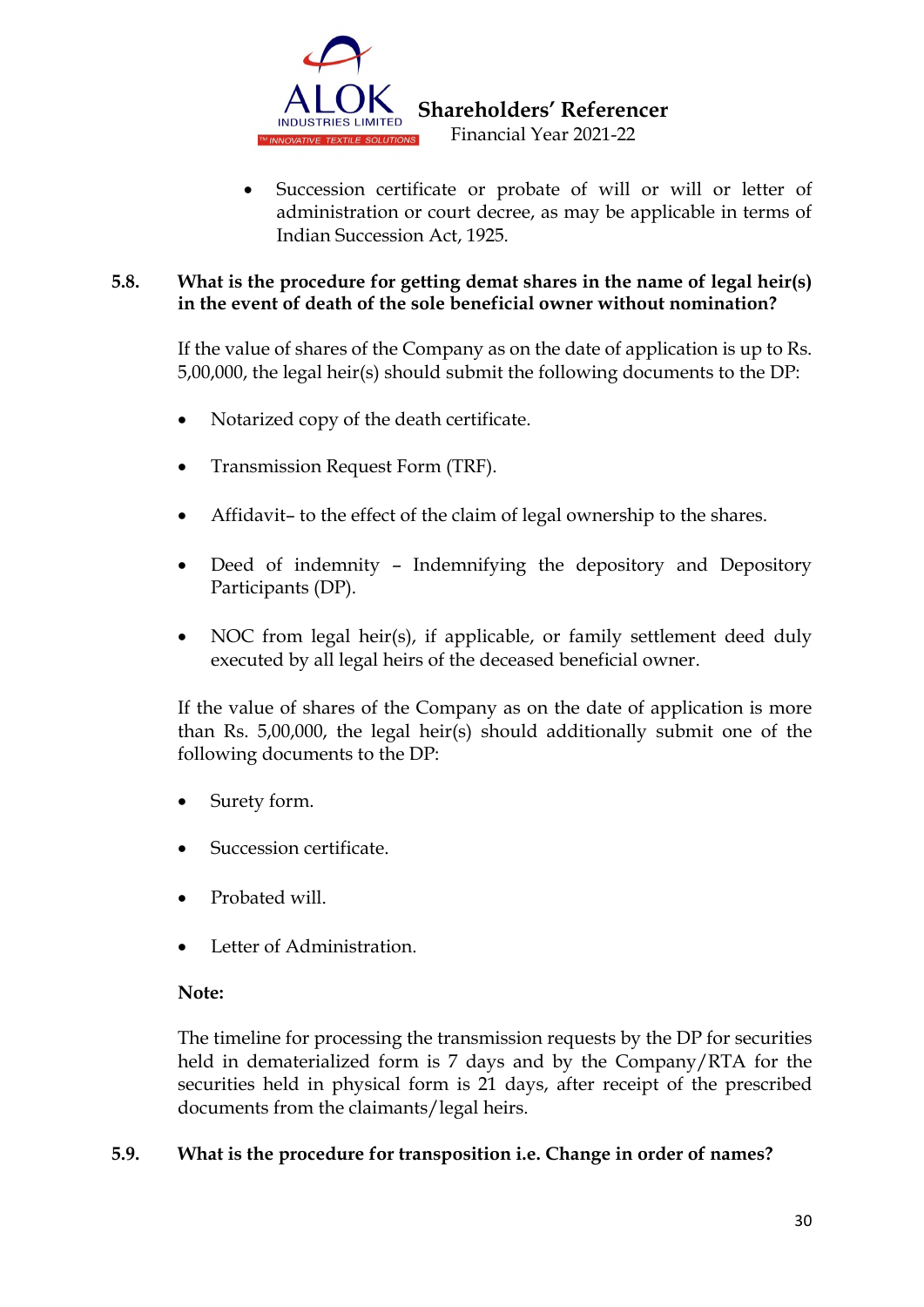- Succession certificate or probate of will or will or letter of administration or court decree, as may be applicable in terms of Indian Succession Act, 1925.

**5.8. What is the procedure for getting demat shares in the name of legal heir(s) in the event of death of the sole beneficial owner without nomination?**

If the value of shares of the Company as on the date of application is up to Rs. 5,00,000, the legal heir(s) should submit the following documents to the DP:

- Notarized copy of the death certificate.
- Transmission Request Form (TRF).
- Affidavit– to the effect of the claim of legal ownership to the shares.
- Deed of indemnity – Indemnifying the depository and Depository Participants (DP).
- NOC from legal heir(s), if applicable, or family settlement deed duly executed by all legal heirs of the deceased beneficial owner.

If the value of shares of the Company as on the date of application is more than Rs. 5,00,000, the legal heir(s) should additionally submit one of the following documents to the DP:

- Surety form.
- Succession certificate.
- Probated will.
- Letter of Administration.

**Note:**

The timeline for processing the transmission requests by the DP for securities held in dematerialized form is 7 days and by the Company/RTA for the securities held in physical form is 21 days, after receipt of the prescribed documents from the claimants/legal heirs.

**5.9. What is the procedure for transposition i.e. Change in order of names?**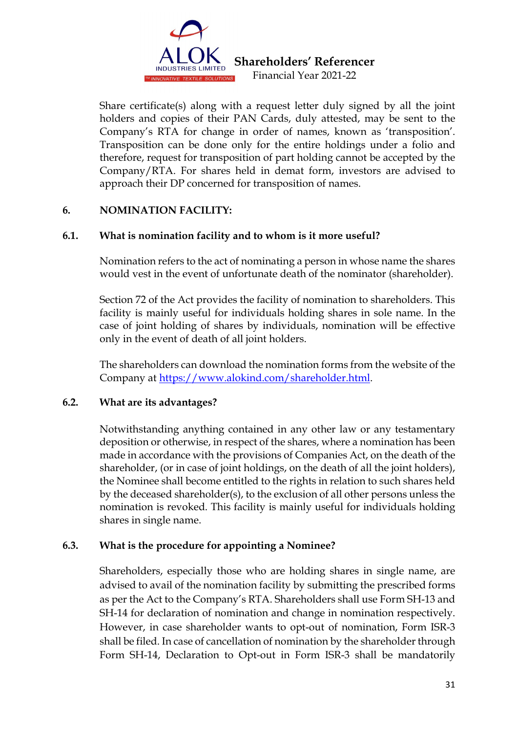Share certificate(s) along with a request letter duly signed by all the joint holders and copies of their PAN Cards, duly attested, may be sent to the Company's RTA for change in order of names, known as 'transposition'. Transposition can be done only for the entire holdings under a folio and therefore, request for transposition of part holding cannot be accepted by the Company/RTA. For shares held in demat form, investors are advised to approach their DP concerned for transposition of names.

## 6. NOMINATION FACILITY:

### 6.1. What is nomination facility and to whom is it more useful?

Nomination refers to the act of nominating a person in whose name the shares would vest in the event of unfortunate death of the nominator (shareholder).

Section 72 of the Act provides the facility of nomination to shareholders. This facility is mainly useful for individuals holding shares in sole name. In the case of joint holding of shares by individuals, nomination will be effective only in the event of death of all joint holders.

The shareholders can download the nomination forms from the website of the Company at https://www.alokind.com/shareholder.html.

### 6.2. What are its advantages?

Notwithstanding anything contained in any other law or any testamentary deposition or otherwise, in respect of the shares, where a nomination has been made in accordance with the provisions of Companies Act, on the death of the shareholder, (or in case of joint holdings, on the death of all the joint holders), the Nominee shall become entitled to the rights in relation to such shares held by the deceased shareholder(s), to the exclusion of all other persons unless the nomination is revoked. This facility is mainly useful for individuals holding shares in single name.

### 6.3. What is the procedure for appointing a Nominee?

Shareholders, especially those who are holding shares in single name, are advised to avail of the nomination facility by submitting the prescribed forms as per the Act to the Company's RTA. Shareholders shall use Form SH-13 and SH-14 for declaration of nomination and change in nomination respectively. However, in case shareholder wants to opt-out of nomination, Form ISR-3 shall be filed. In case of cancellation of nomination by the shareholder through Form SH-14, Declaration to Opt-out in Form ISR-3 shall be mandatorily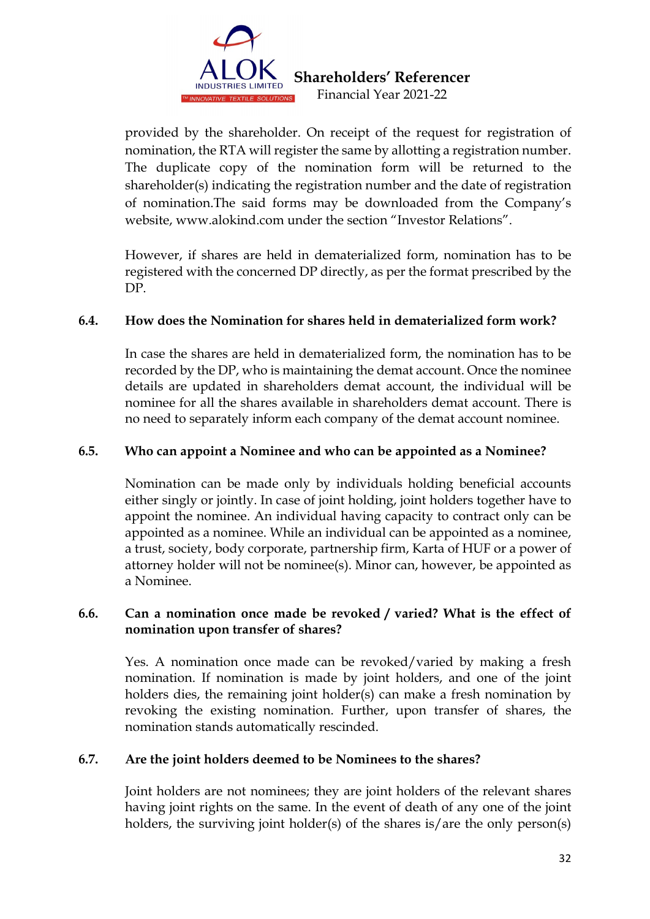provided by the shareholder. On receipt of the request for registration of nomination, the RTA will register the same by allotting a registration number. The duplicate copy of the nomination form will be returned to the shareholder(s) indicating the registration number and the date of registration of nomination.The said forms may be downloaded from the Company's website, www.alokind.com under the section "Investor Relations".

However, if shares are held in dematerialized form, nomination has to be registered with the concerned DP directly, as per the format prescribed by the DP.

### 6.4. How does the Nomination for shares held in dematerialized form work?

In case the shares are held in dematerialized form, the nomination has to be recorded by the DP, who is maintaining the demat account. Once the nominee details are updated in shareholders demat account, the individual will be nominee for all the shares available in shareholders demat account. There is no need to separately inform each company of the demat account nominee.

### 6.5. Who can appoint a Nominee and who can be appointed as a Nominee?

Nomination can be made only by individuals holding beneficial accounts either singly or jointly. In case of joint holding, joint holders together have to appoint the nominee. An individual having capacity to contract only can be appointed as a nominee. While an individual can be appointed as a nominee, a trust, society, body corporate, partnership firm, Karta of HUF or a power of attorney holder will not be nominee(s). Minor can, however, be appointed as a Nominee.

### 6.6. Can a nomination once made be revoked / varied? What is the effect of nomination upon transfer of shares?

Yes. A nomination once made can be revoked/varied by making a fresh nomination. If nomination is made by joint holders, and one of the joint holders dies, the remaining joint holder(s) can make a fresh nomination by revoking the existing nomination. Further, upon transfer of shares, the nomination stands automatically rescinded.

### 6.7. Are the joint holders deemed to be Nominees to the shares?

Joint holders are not nominees; they are joint holders of the relevant shares having joint rights on the same. In the event of death of any one of the joint holders, the surviving joint holder(s) of the shares is/are the only person(s)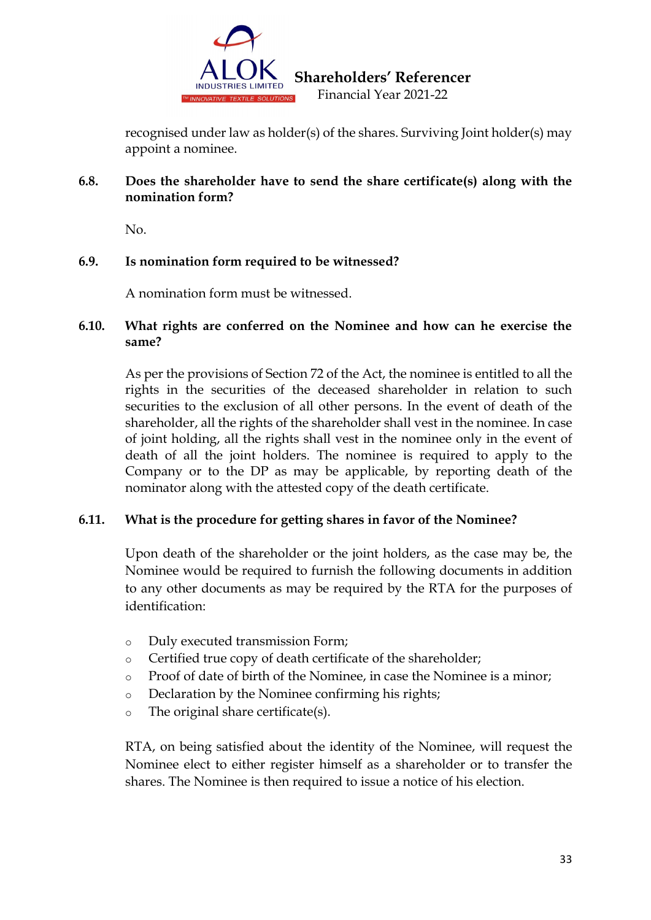recognised under law as holder(s) of the shares. Surviving Joint holder(s) may appoint a nominee.

**6.8. Does the shareholder have to send the share certificate(s) along with the nomination form?**

No.

**6.9. Is nomination form required to be witnessed?**

A nomination form must be witnessed.

**6.10. What rights are conferred on the Nominee and how can he exercise the same?**

As per the provisions of Section 72 of the Act, the nominee is entitled to all the rights in the securities of the deceased shareholder in relation to such securities to the exclusion of all other persons. In the event of death of the shareholder, all the rights of the shareholder shall vest in the nominee. In case of joint holding, all the rights shall vest in the nominee only in the event of death of all the joint holders. The nominee is required to apply to the Company or to the DP as may be applicable, by reporting death of the nominator along with the attested copy of the death certificate.

**6.11. What is the procedure for getting shares in favor of the Nominee?**

Upon death of the shareholder or the joint holders, as the case may be, the Nominee would be required to furnish the following documents in addition to any other documents as may be required by the RTA for the purposes of identification:

- Duly executed transmission Form;
- Certified true copy of death certificate of the shareholder;
- Proof of date of birth of the Nominee, in case the Nominee is a minor;
- Declaration by the Nominee confirming his rights;
- The original share certificate(s).

RTA, on being satisfied about the identity of the Nominee, will request the Nominee elect to either register himself as a shareholder or to transfer the shares. The Nominee is then required to issue a notice of his election.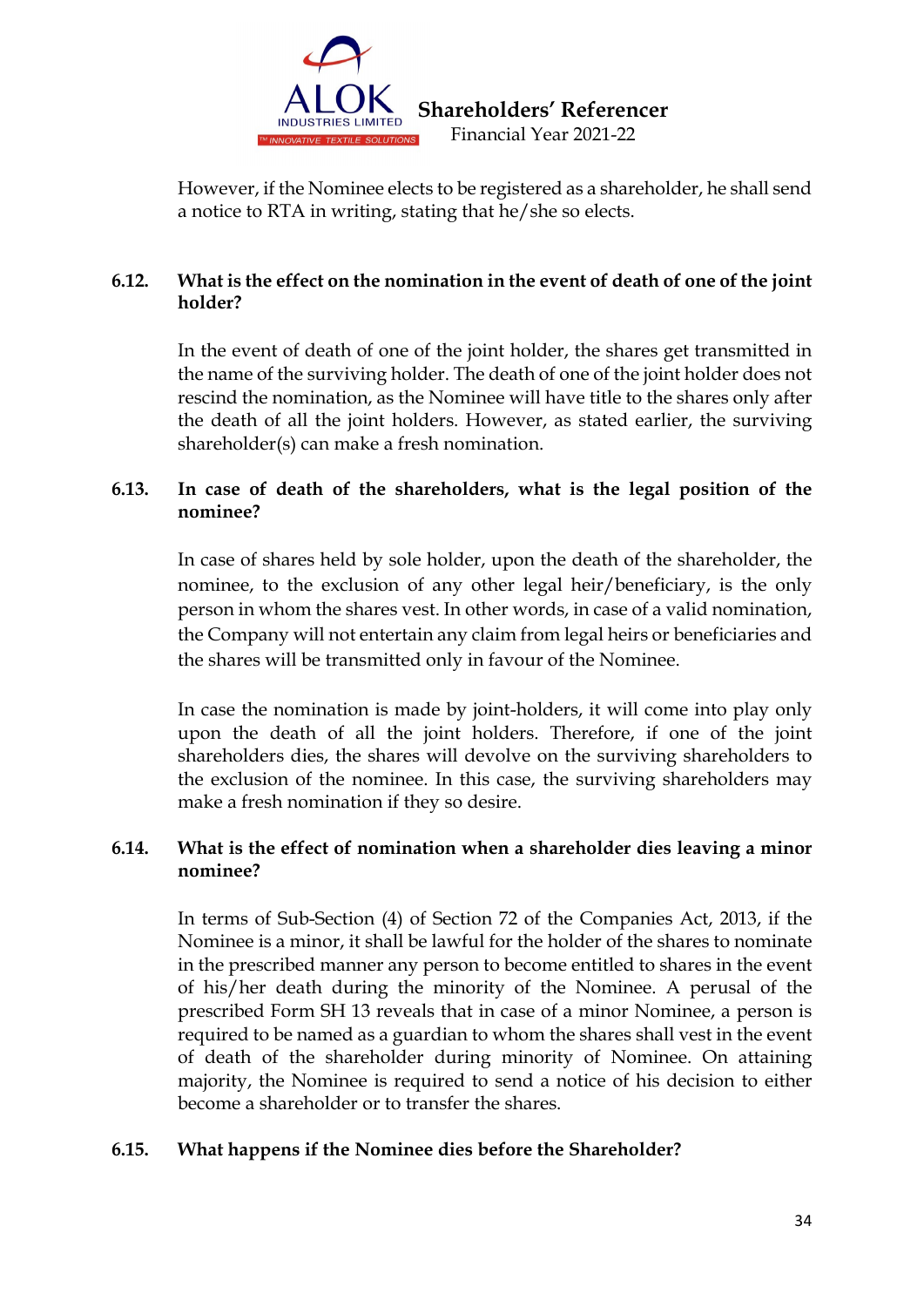However, if the Nominee elects to be registered as a shareholder, he shall send a notice to RTA in writing, stating that he/she so elects.

**6.12. What is the effect on the nomination in the event of death of one of the joint holder?**

In the event of death of one of the joint holder, the shares get transmitted in the name of the surviving holder. The death of one of the joint holder does not rescind the nomination, as the Nominee will have title to the shares only after the death of all the joint holders. However, as stated earlier, the surviving shareholder(s) can make a fresh nomination.

**6.13. In case of death of the shareholders, what is the legal position of the nominee?**

In case of shares held by sole holder, upon the death of the shareholder, the nominee, to the exclusion of any other legal heir/beneficiary, is the only person in whom the shares vest. In other words, in case of a valid nomination, the Company will not entertain any claim from legal heirs or beneficiaries and the shares will be transmitted only in favour of the Nominee.

In case the nomination is made by joint-holders, it will come into play only upon the death of all the joint holders. Therefore, if one of the joint shareholders dies, the shares will devolve on the surviving shareholders to the exclusion of the nominee. In this case, the surviving shareholders may make a fresh nomination if they so desire.

**6.14. What is the effect of nomination when a shareholder dies leaving a minor nominee?**

In terms of Sub-Section (4) of Section 72 of the Companies Act, 2013, if the Nominee is a minor, it shall be lawful for the holder of the shares to nominate in the prescribed manner any person to become entitled to shares in the event of his/her death during the minority of the Nominee. A perusal of the prescribed Form SH 13 reveals that in case of a minor Nominee, a person is required to be named as a guardian to whom the shares shall vest in the event of death of the shareholder during minority of Nominee. On attaining majority, the Nominee is required to send a notice of his decision to either become a shareholder or to transfer the shares.

**6.15. What happens if the Nominee dies before the Shareholder?**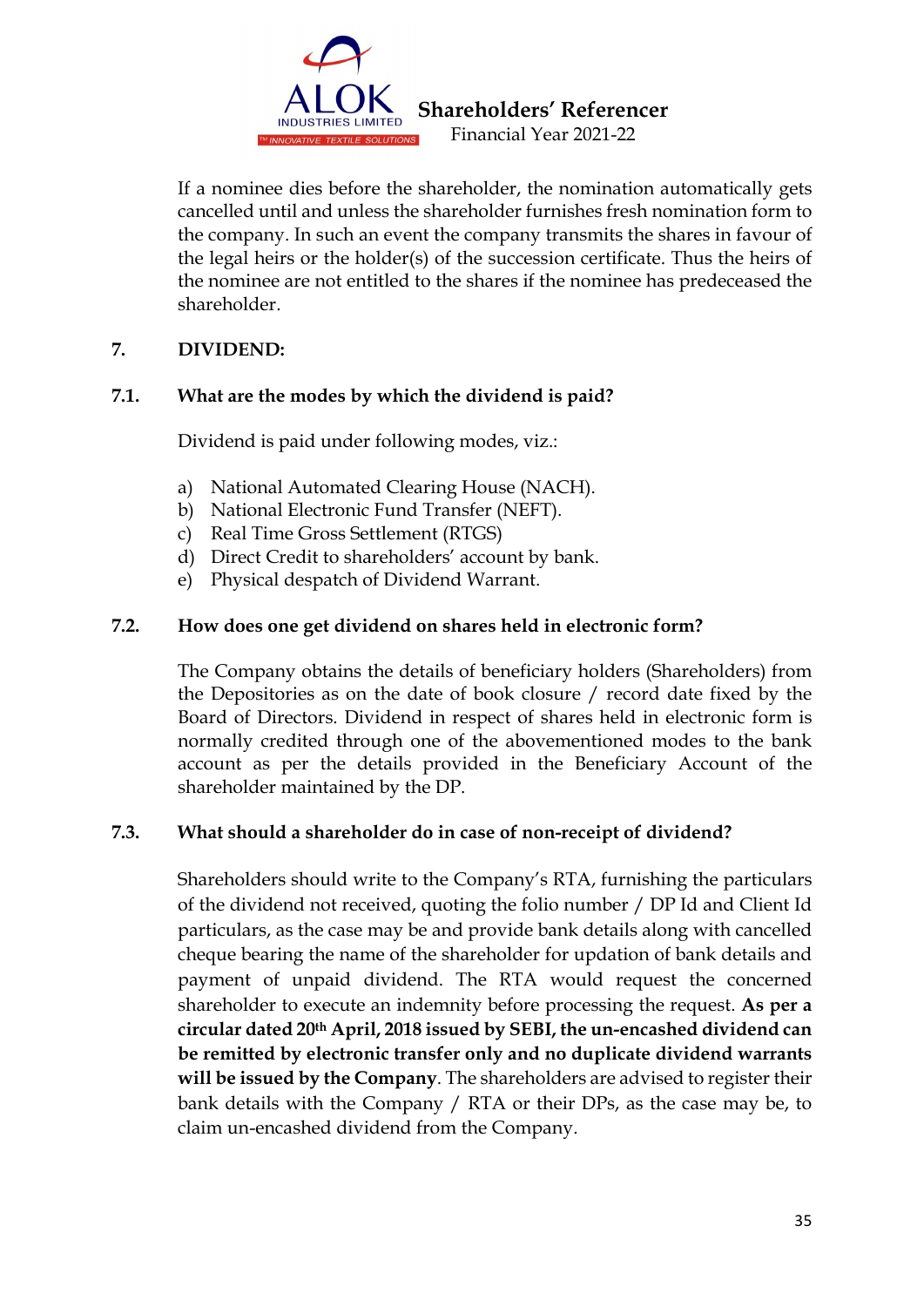If a nominee dies before the shareholder, the nomination automatically gets cancelled until and unless the shareholder furnishes fresh nomination form to the company. In such an event the company transmits the shares in favour of the legal heirs or the holder(s) of the succession certificate. Thus the heirs of the nominee are not entitled to the shares if the nominee has predeceased the shareholder.

## 7. DIVIDEND:

### 7.1. What are the modes by which the dividend is paid?

Dividend is paid under following modes, viz.:

a) National Automated Clearing House (NACH).
b) National Electronic Fund Transfer (NEFT).
c) Real Time Gross Settlement (RTGS)
d) Direct Credit to shareholders' account by bank.
e) Physical despatch of Dividend Warrant.

### 7.2. How does one get dividend on shares held in electronic form?

The Company obtains the details of beneficiary holders (Shareholders) from the Depositories as on the date of book closure / record date fixed by the Board of Directors. Dividend in respect of shares held in electronic form is normally credited through one of the abovementioned modes to the bank account as per the details provided in the Beneficiary Account of the shareholder maintained by the DP.

### 7.3. What should a shareholder do in case of non-receipt of dividend?

Shareholders should write to the Company's RTA, furnishing the particulars of the dividend not received, quoting the folio number / DP Id and Client Id particulars, as the case may be and provide bank details along with cancelled cheque bearing the name of the shareholder for updation of bank details and payment of unpaid dividend. The RTA would request the concerned shareholder to execute an indemnity before processing the request. **As per a circular dated 20th April, 2018 issued by SEBI, the un-encashed dividend can be remitted by electronic transfer only and no duplicate dividend warrants will be issued by the Company**. The shareholders are advised to register their bank details with the Company / RTA or their DPs, as the case may be, to claim un-encashed dividend from the Company.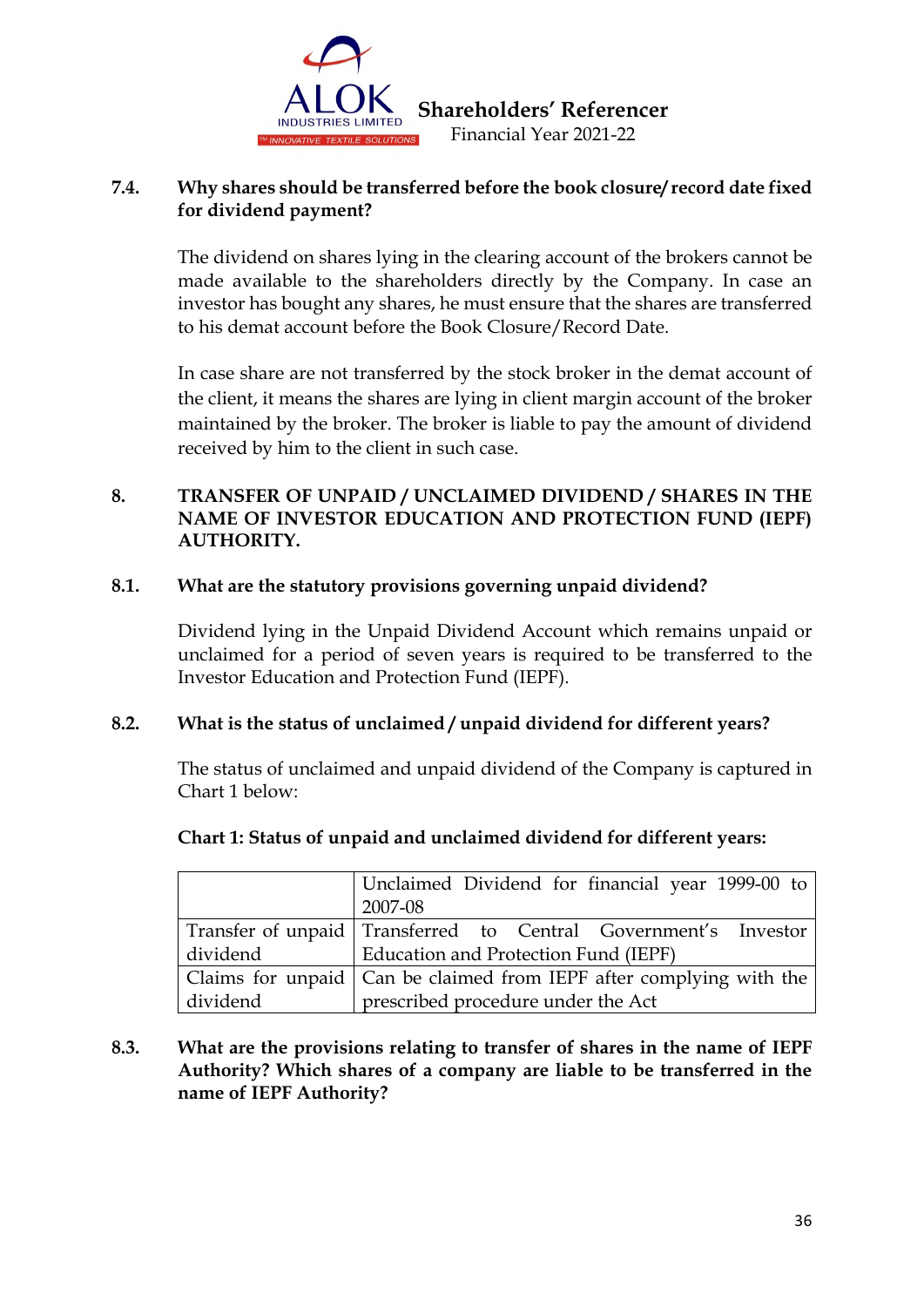**7.4. Why shares should be transferred before the book closure/ record date fixed for dividend payment?**

The dividend on shares lying in the clearing account of the brokers cannot be made available to the shareholders directly by the Company. In case an investor has bought any shares, he must ensure that the shares are transferred to his demat account before the Book Closure/Record Date.

In case share are not transferred by the stock broker in the demat account of the client, it means the shares are lying in client margin account of the broker maintained by the broker. The broker is liable to pay the amount of dividend received by him to the client in such case.

## 8. TRANSFER OF UNPAID / UNCLAIMED DIVIDEND / SHARES IN THE NAME OF INVESTOR EDUCATION AND PROTECTION FUND (IEPF) AUTHORITY.

**8.1. What are the statutory provisions governing unpaid dividend?**

Dividend lying in the Unpaid Dividend Account which remains unpaid or unclaimed for a period of seven years is required to be transferred to the Investor Education and Protection Fund (IEPF).

**8.2. What is the status of unclaimed / unpaid dividend for different years?**

The status of unclaimed and unpaid dividend of the Company is captured in Chart 1 below:

**Chart 1: Status of unpaid and unclaimed dividend for different years:**

| | Unclaimed Dividend for financial year 1999-00 to 2007-08 |
|---|---|
| Transfer of unpaid dividend | Transferred to Central Government's Investor Education and Protection Fund (IEPF) |
| Claims for unpaid dividend | Can be claimed from IEPF after complying with the prescribed procedure under the Act |

**8.3. What are the provisions relating to transfer of shares in the name of IEPF Authority? Which shares of a company are liable to be transferred in the name of IEPF Authority?**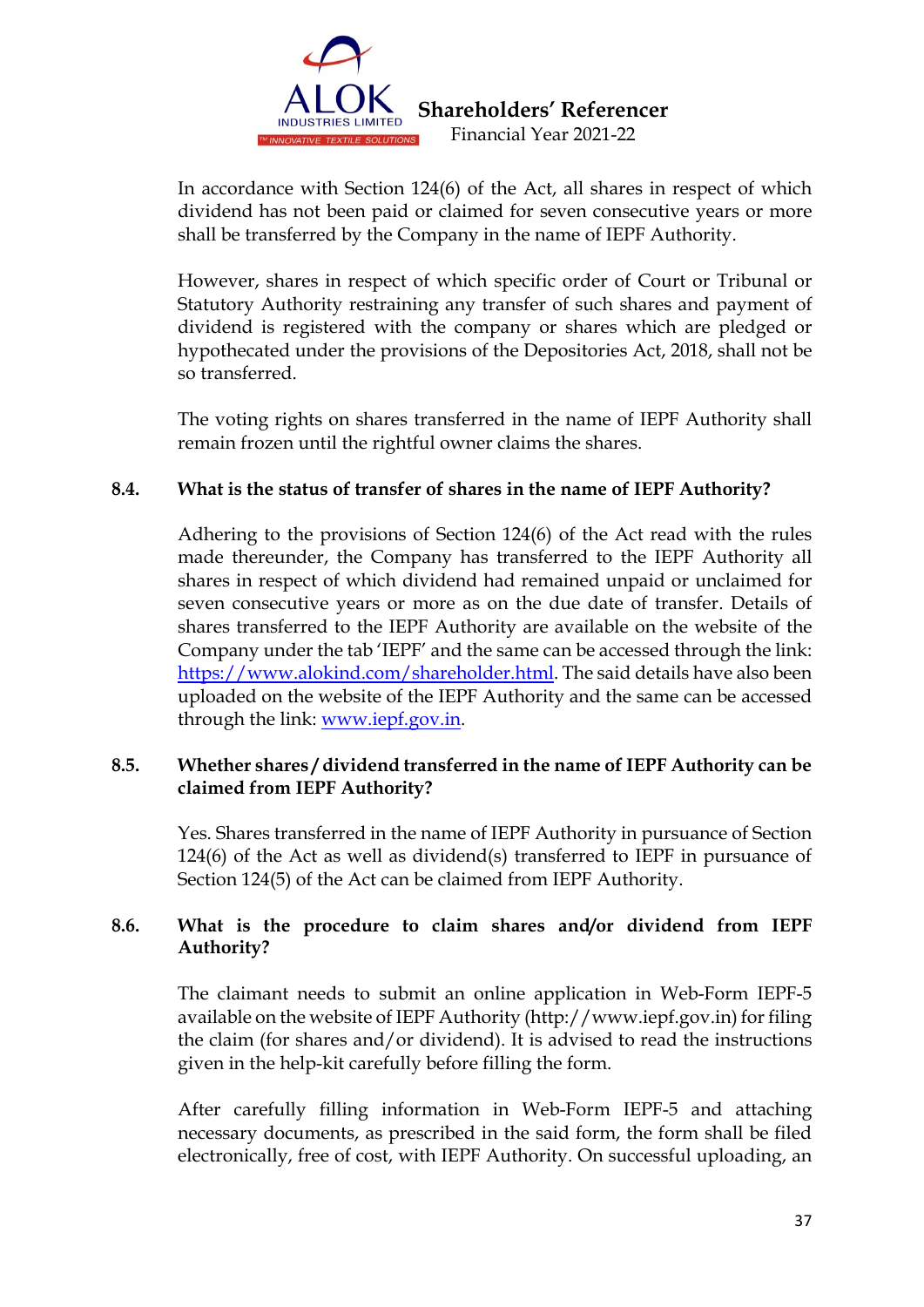In accordance with Section 124(6) of the Act, all shares in respect of which dividend has not been paid or claimed for seven consecutive years or more shall be transferred by the Company in the name of IEPF Authority.

However, shares in respect of which specific order of Court or Tribunal or Statutory Authority restraining any transfer of such shares and payment of dividend is registered with the company or shares which are pledged or hypothecated under the provisions of the Depositories Act, 2018, shall not be so transferred.

The voting rights on shares transferred in the name of IEPF Authority shall remain frozen until the rightful owner claims the shares.

**8.4. What is the status of transfer of shares in the name of IEPF Authority?**

Adhering to the provisions of Section 124(6) of the Act read with the rules made thereunder, the Company has transferred to the IEPF Authority all shares in respect of which dividend had remained unpaid or unclaimed for seven consecutive years or more as on the due date of transfer. Details of shares transferred to the IEPF Authority are available on the website of the Company under the tab 'IEPF' and the same can be accessed through the link: https://www.alokind.com/shareholder.html. The said details have also been uploaded on the website of the IEPF Authority and the same can be accessed through the link: www.iepf.gov.in.

**8.5. Whether shares / dividend transferred in the name of IEPF Authority can be claimed from IEPF Authority?**

Yes. Shares transferred in the name of IEPF Authority in pursuance of Section 124(6) of the Act as well as dividend(s) transferred to IEPF in pursuance of Section 124(5) of the Act can be claimed from IEPF Authority.

**8.6. What is the procedure to claim shares and/or dividend from IEPF Authority?**

The claimant needs to submit an online application in Web-Form IEPF-5 available on the website of IEPF Authority (http://www.iepf.gov.in) for filing the claim (for shares and/or dividend). It is advised to read the instructions given in the help-kit carefully before filling the form.

After carefully filling information in Web-Form IEPF-5 and attaching necessary documents, as prescribed in the said form, the form shall be filed electronically, free of cost, with IEPF Authority. On successful uploading, an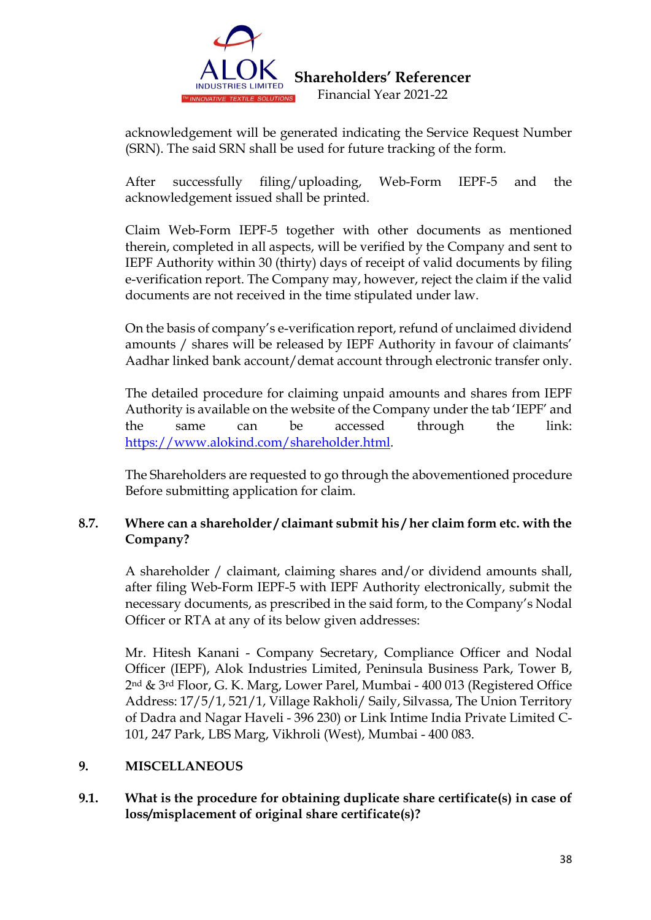acknowledgement will be generated indicating the Service Request Number (SRN). The said SRN shall be used for future tracking of the form.

After successfully filing/uploading, Web-Form IEPF-5 and the acknowledgement issued shall be printed.

Claim Web-Form IEPF-5 together with other documents as mentioned therein, completed in all aspects, will be verified by the Company and sent to IEPF Authority within 30 (thirty) days of receipt of valid documents by filing e-verification report. The Company may, however, reject the claim if the valid documents are not received in the time stipulated under law.

On the basis of company's e-verification report, refund of unclaimed dividend amounts / shares will be released by IEPF Authority in favour of claimants' Aadhar linked bank account/demat account through electronic transfer only.

The detailed procedure for claiming unpaid amounts and shares from IEPF Authority is available on the website of the Company under the tab 'IEPF' and the same can be accessed through the link: https://www.alokind.com/shareholder.html.

The Shareholders are requested to go through the abovementioned procedure Before submitting application for claim.

### 8.7. Where can a shareholder / claimant submit his / her claim form etc. with the Company?

A shareholder / claimant, claiming shares and/or dividend amounts shall, after filing Web-Form IEPF-5 with IEPF Authority electronically, submit the necessary documents, as prescribed in the said form, to the Company's Nodal Officer or RTA at any of its below given addresses:

Mr. Hitesh Kanani - Company Secretary, Compliance Officer and Nodal Officer (IEPF), Alok Industries Limited, Peninsula Business Park, Tower B, 2nd & 3rd Floor, G. K. Marg, Lower Parel, Mumbai - 400 013 (Registered Office Address: 17/5/1, 521/1, Village Rakholi/ Saily, Silvassa, The Union Territory of Dadra and Nagar Haveli - 396 230) or Link Intime India Private Limited C-101, 247 Park, LBS Marg, Vikhroli (West), Mumbai - 400 083.

## 9. MISCELLANEOUS

### 9.1. What is the procedure for obtaining duplicate share certificate(s) in case of loss/misplacement of original share certificate(s)?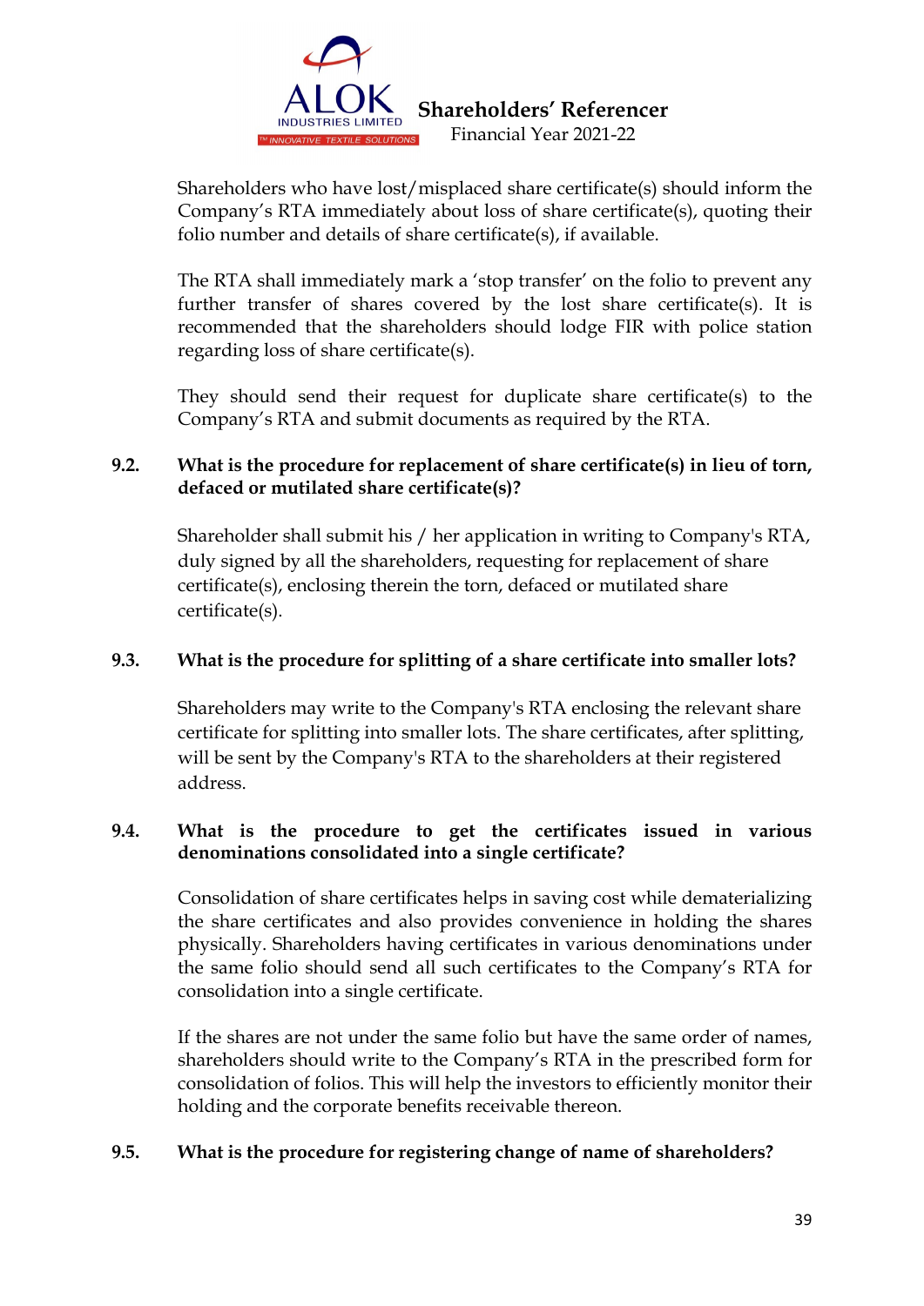Shareholders who have lost/misplaced share certificate(s) should inform the Company's RTA immediately about loss of share certificate(s), quoting their folio number and details of share certificate(s), if available.

The RTA shall immediately mark a 'stop transfer' on the folio to prevent any further transfer of shares covered by the lost share certificate(s). It is recommended that the shareholders should lodge FIR with police station regarding loss of share certificate(s).

They should send their request for duplicate share certificate(s) to the Company's RTA and submit documents as required by the RTA.

### 9.2. What is the procedure for replacement of share certificate(s) in lieu of torn, defaced or mutilated share certificate(s)?

Shareholder shall submit his / her application in writing to Company's RTA, duly signed by all the shareholders, requesting for replacement of share certificate(s), enclosing therein the torn, defaced or mutilated share certificate(s).

### 9.3. What is the procedure for splitting of a share certificate into smaller lots?

Shareholders may write to the Company's RTA enclosing the relevant share certificate for splitting into smaller lots. The share certificates, after splitting, will be sent by the Company's RTA to the shareholders at their registered address.

### 9.4. What is the procedure to get the certificates issued in various denominations consolidated into a single certificate?

Consolidation of share certificates helps in saving cost while dematerializing the share certificates and also provides convenience in holding the shares physically. Shareholders having certificates in various denominations under the same folio should send all such certificates to the Company's RTA for consolidation into a single certificate.

If the shares are not under the same folio but have the same order of names, shareholders should write to the Company's RTA in the prescribed form for consolidation of folios. This will help the investors to efficiently monitor their holding and the corporate benefits receivable thereon.

### 9.5. What is the procedure for registering change of name of shareholders?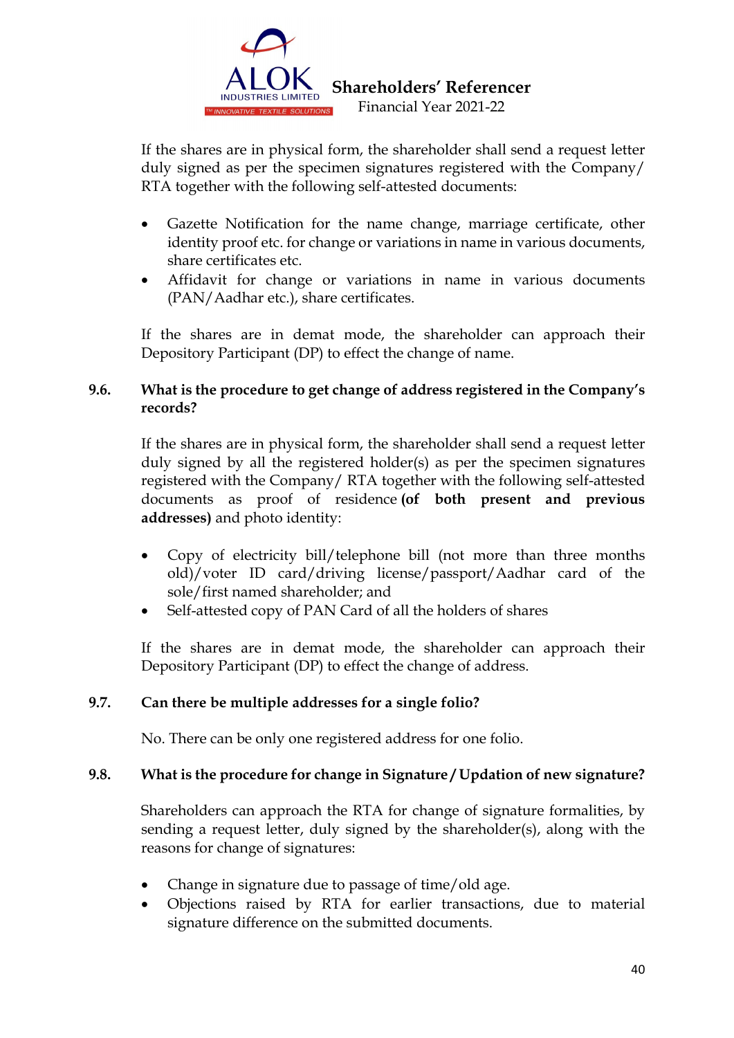If the shares are in physical form, the shareholder shall send a request letter duly signed as per the specimen signatures registered with the Company/ RTA together with the following self-attested documents:

- Gazette Notification for the name change, marriage certificate, other identity proof etc. for change or variations in name in various documents, share certificates etc.
- Affidavit for change or variations in name in various documents (PAN/Aadhar etc.), share certificates.

If the shares are in demat mode, the shareholder can approach their Depository Participant (DP) to effect the change of name.

**9.6. What is the procedure to get change of address registered in the Company's records?**

If the shares are in physical form, the shareholder shall send a request letter duly signed by all the registered holder(s) as per the specimen signatures registered with the Company/ RTA together with the following self-attested documents as proof of residence **(of both present and previous addresses)** and photo identity:

- Copy of electricity bill/telephone bill (not more than three months old)/voter ID card/driving license/passport/Aadhar card of the sole/first named shareholder; and
- Self-attested copy of PAN Card of all the holders of shares

If the shares are in demat mode, the shareholder can approach their Depository Participant (DP) to effect the change of address.

**9.7. Can there be multiple addresses for a single folio?**

No. There can be only one registered address for one folio.

**9.8. What is the procedure for change in Signature / Updation of new signature?**

Shareholders can approach the RTA for change of signature formalities, by sending a request letter, duly signed by the shareholder(s), along with the reasons for change of signatures:

- Change in signature due to passage of time/old age.
- Objections raised by RTA for earlier transactions, due to material signature difference on the submitted documents.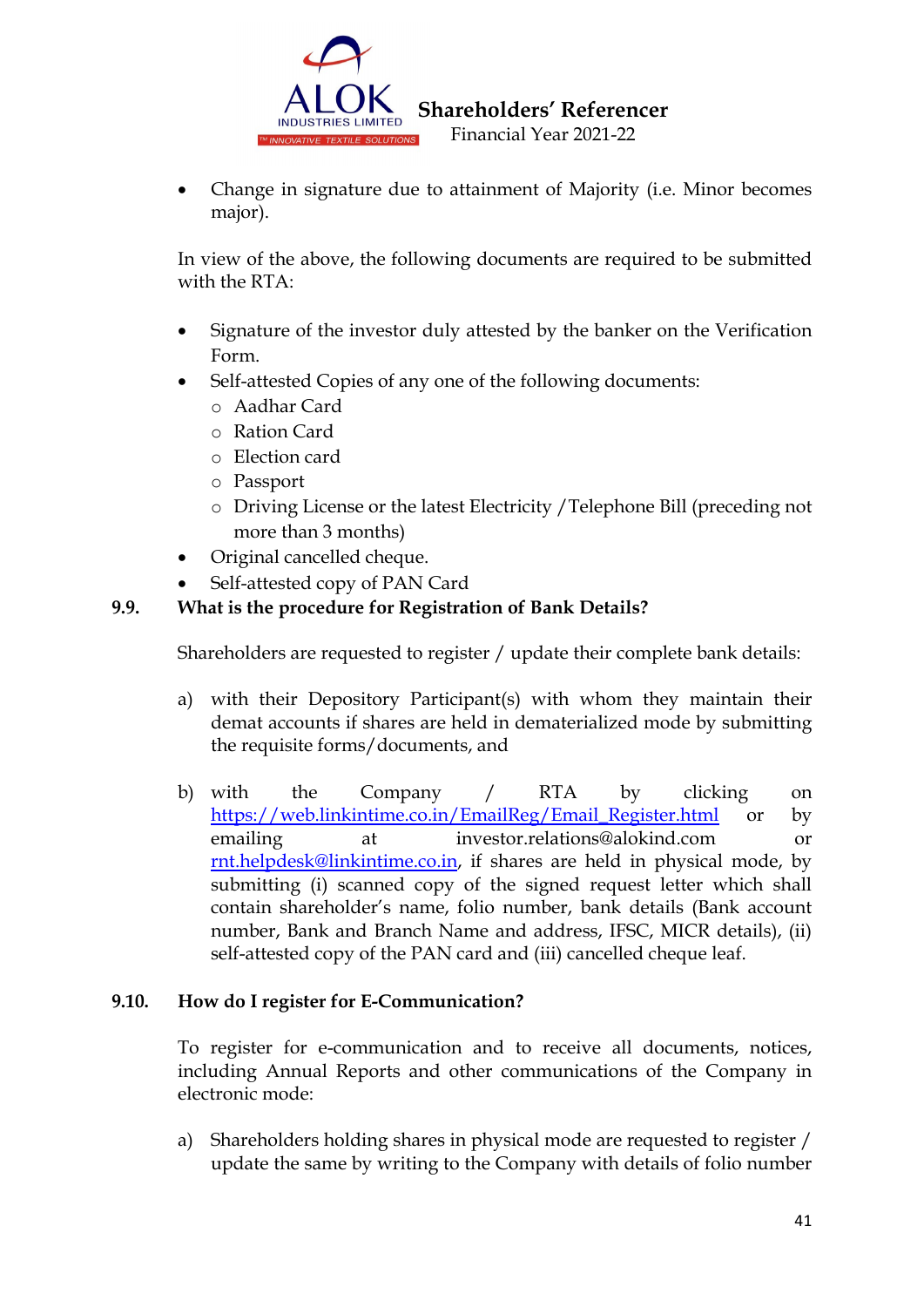- Change in signature due to attainment of Majority (i.e. Minor becomes major).

In view of the above, the following documents are required to be submitted with the RTA:

- Signature of the investor duly attested by the banker on the Verification Form.
- Self-attested Copies of any one of the following documents:
  - Aadhar Card
  - Ration Card
  - Election card
  - Passport
  - Driving License or the latest Electricity /Telephone Bill (preceding not more than 3 months)
- Original cancelled cheque.
- Self-attested copy of PAN Card

**9.9. What is the procedure for Registration of Bank Details?**

Shareholders are requested to register / update their complete bank details:

a) with their Depository Participant(s) with whom they maintain their demat accounts if shares are held in dematerialized mode by submitting the requisite forms/documents, and

b) with the Company / RTA by clicking on https://web.linkintime.co.in/EmailReg/Email_Register.html or by emailing at investor.relations@alokind.com or rnt.helpdesk@linkintime.co.in, if shares are held in physical mode, by submitting (i) scanned copy of the signed request letter which shall contain shareholder's name, folio number, bank details (Bank account number, Bank and Branch Name and address, IFSC, MICR details), (ii) self-attested copy of the PAN card and (iii) cancelled cheque leaf.

**9.10. How do I register for E-Communication?**

To register for e-communication and to receive all documents, notices, including Annual Reports and other communications of the Company in electronic mode:

a) Shareholders holding shares in physical mode are requested to register / update the same by writing to the Company with details of folio number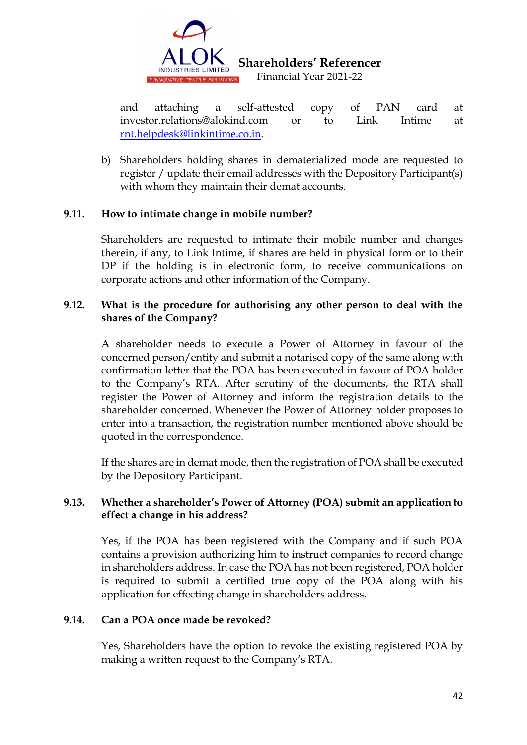and attaching a self-attested copy of PAN card at investor.relations@alokind.com or to Link Intime at rnt.helpdesk@linkintime.co.in.

b) Shareholders holding shares in dematerialized mode are requested to register / update their email addresses with the Depository Participant(s) with whom they maintain their demat accounts.

### 9.11. How to intimate change in mobile number?

Shareholders are requested to intimate their mobile number and changes therein, if any, to Link Intime, if shares are held in physical form or to their DP if the holding is in electronic form, to receive communications on corporate actions and other information of the Company.

### 9.12. What is the procedure for authorising any other person to deal with the shares of the Company?

A shareholder needs to execute a Power of Attorney in favour of the concerned person/entity and submit a notarised copy of the same along with confirmation letter that the POA has been executed in favour of POA holder to the Company's RTA. After scrutiny of the documents, the RTA shall register the Power of Attorney and inform the registration details to the shareholder concerned. Whenever the Power of Attorney holder proposes to enter into a transaction, the registration number mentioned above should be quoted in the correspondence.

If the shares are in demat mode, then the registration of POA shall be executed by the Depository Participant.

### 9.13. Whether a shareholder's Power of Attorney (POA) submit an application to effect a change in his address?

Yes, if the POA has been registered with the Company and if such POA contains a provision authorizing him to instruct companies to record change in shareholders address. In case the POA has not been registered, POA holder is required to submit a certified true copy of the POA along with his application for effecting change in shareholders address.

### 9.14. Can a POA once made be revoked?

Yes, Shareholders have the option to revoke the existing registered POA by making a written request to the Company's RTA.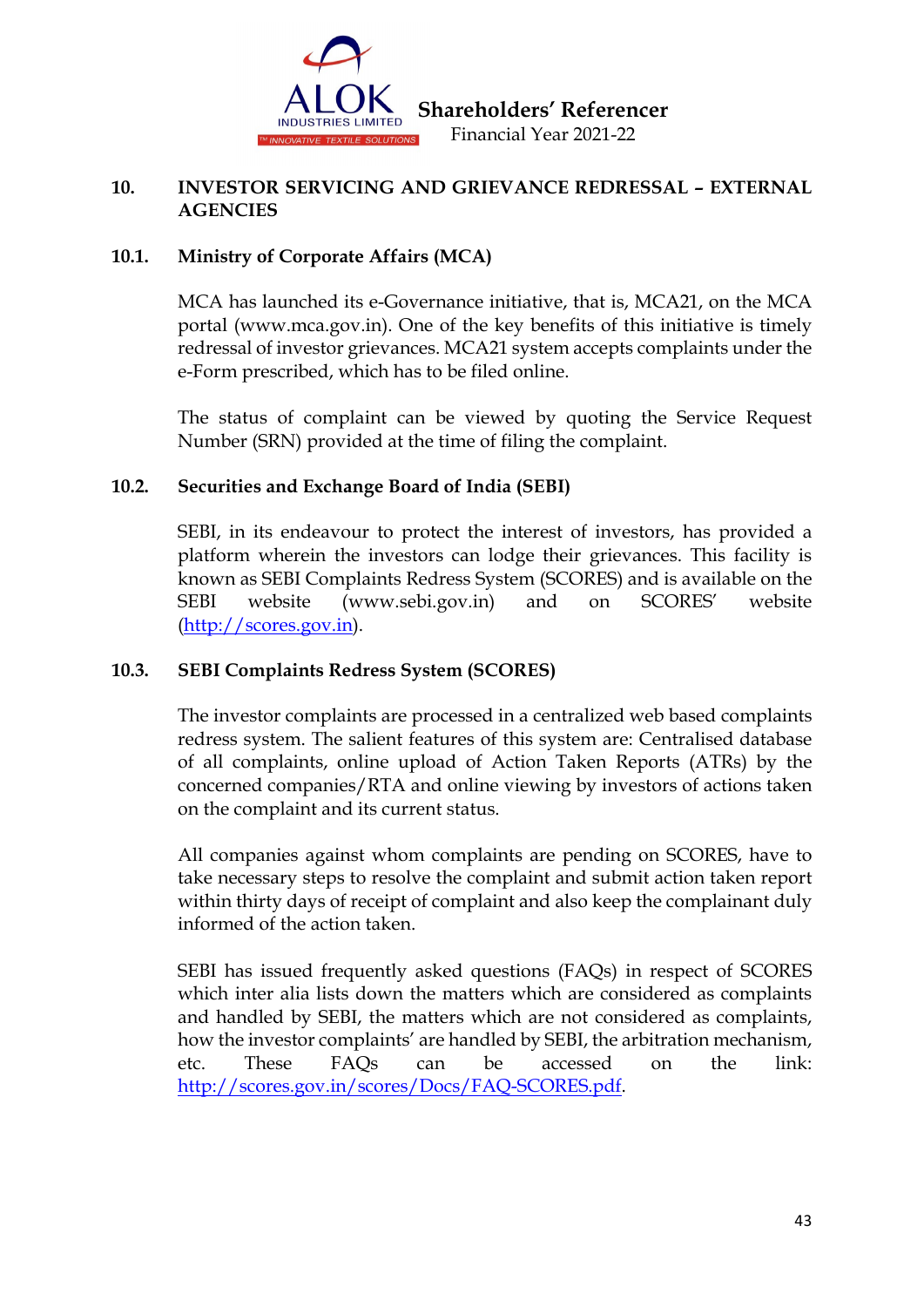## 10. INVESTOR SERVICING AND GRIEVANCE REDRESSAL – EXTERNAL AGENCIES

### 10.1. Ministry of Corporate Affairs (MCA)

MCA has launched its e-Governance initiative, that is, MCA21, on the MCA portal (www.mca.gov.in). One of the key benefits of this initiative is timely redressal of investor grievances. MCA21 system accepts complaints under the e-Form prescribed, which has to be filed online.

The status of complaint can be viewed by quoting the Service Request Number (SRN) provided at the time of filing the complaint.

### 10.2. Securities and Exchange Board of India (SEBI)

SEBI, in its endeavour to protect the interest of investors, has provided a platform wherein the investors can lodge their grievances. This facility is known as SEBI Complaints Redress System (SCORES) and is available on the SEBI website (www.sebi.gov.in) and on SCORES' website (http://scores.gov.in).

### 10.3. SEBI Complaints Redress System (SCORES)

The investor complaints are processed in a centralized web based complaints redress system. The salient features of this system are: Centralised database of all complaints, online upload of Action Taken Reports (ATRs) by the concerned companies/RTA and online viewing by investors of actions taken on the complaint and its current status.

All companies against whom complaints are pending on SCORES, have to take necessary steps to resolve the complaint and submit action taken report within thirty days of receipt of complaint and also keep the complainant duly informed of the action taken.

SEBI has issued frequently asked questions (FAQs) in respect of SCORES which inter alia lists down the matters which are considered as complaints and handled by SEBI, the matters which are not considered as complaints, how the investor complaints' are handled by SEBI, the arbitration mechanism, etc. These FAQs can be accessed on the link: http://scores.gov.in/scores/Docs/FAQ-SCORES.pdf.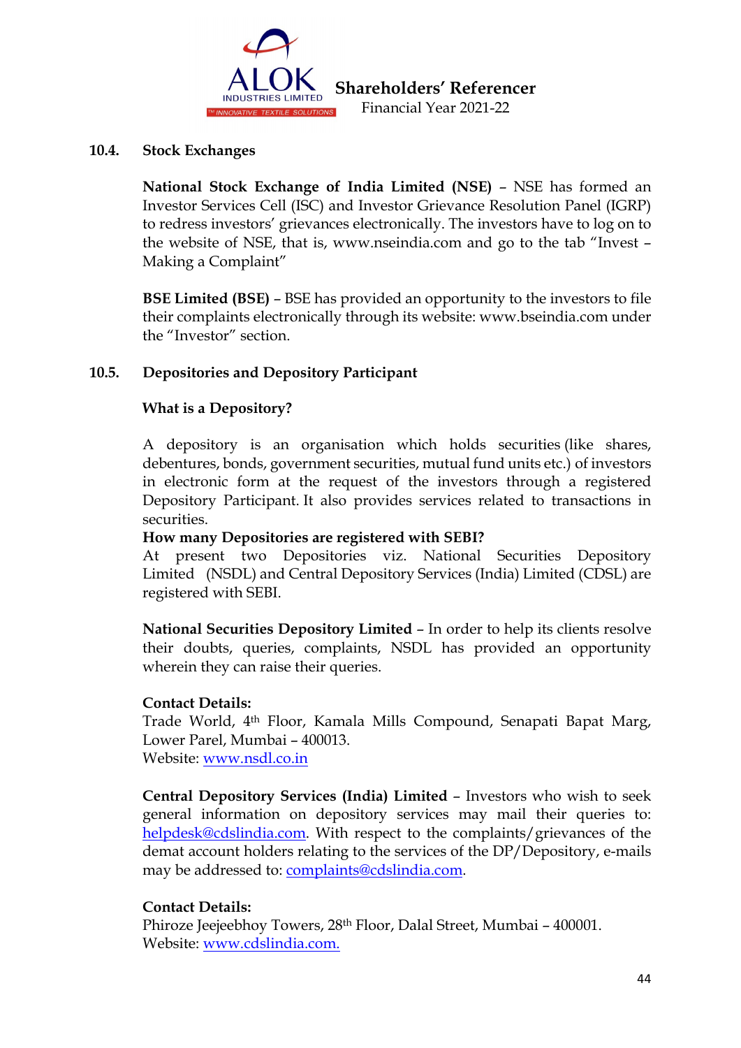### 10.4. Stock Exchanges

**National Stock Exchange of India Limited (NSE)** – NSE has formed an Investor Services Cell (ISC) and Investor Grievance Resolution Panel (IGRP) to redress investors' grievances electronically. The investors have to log on to the website of NSE, that is, www.nseindia.com and go to the tab "Invest – Making a Complaint"

**BSE Limited (BSE)** – BSE has provided an opportunity to the investors to file their complaints electronically through its website: www.bseindia.com under the "Investor" section.

### 10.5. Depositories and Depository Participant

**What is a Depository?**

A depository is an organisation which holds securities (like shares, debentures, bonds, government securities, mutual fund units etc.) of investors in electronic form at the request of the investors through a registered Depository Participant. It also provides services related to transactions in securities.

**How many Depositories are registered with SEBI?**

At present two Depositories viz. National Securities Depository Limited (NSDL) and Central Depository Services (India) Limited (CDSL) are registered with SEBI.

**National Securities Depository Limited** – In order to help its clients resolve their doubts, queries, complaints, NSDL has provided an opportunity wherein they can raise their queries.

**Contact Details:**
Trade World, 4th Floor, Kamala Mills Compound, Senapati Bapat Marg, Lower Parel, Mumbai – 400013.
Website: www.nsdl.co.in

**Central Depository Services (India) Limited** – Investors who wish to seek general information on depository services may mail their queries to: helpdesk@cdslindia.com. With respect to the complaints/grievances of the demat account holders relating to the services of the DP/Depository, e-mails may be addressed to: complaints@cdslindia.com.

**Contact Details:**
Phiroze Jeejeebhoy Towers, 28th Floor, Dalal Street, Mumbai – 400001.
Website: www.cdslindia.com.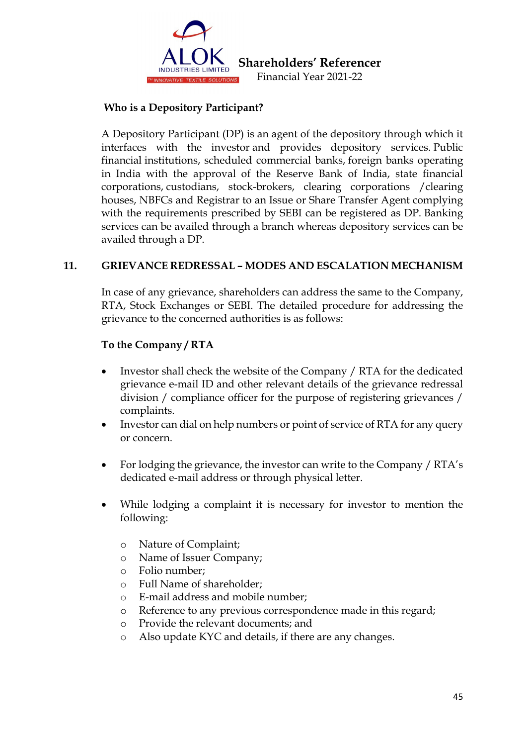**Who is a Depository Participant?**

A Depository Participant (DP) is an agent of the depository through which it interfaces with the investor and provides depository services. Public financial institutions, scheduled commercial banks, foreign banks operating in India with the approval of the Reserve Bank of India, state financial corporations, custodians, stock-brokers, clearing corporations /clearing houses, NBFCs and Registrar to an Issue or Share Transfer Agent complying with the requirements prescribed by SEBI can be registered as DP. Banking services can be availed through a branch whereas depository services can be availed through a DP.

## 11. GRIEVANCE REDRESSAL – MODES AND ESCALATION MECHANISM

In case of any grievance, shareholders can address the same to the Company, RTA, Stock Exchanges or SEBI. The detailed procedure for addressing the grievance to the concerned authorities is as follows:

**To the Company / RTA**

- Investor shall check the website of the Company / RTA for the dedicated grievance e-mail ID and other relevant details of the grievance redressal division / compliance officer for the purpose of registering grievances / complaints.
- Investor can dial on help numbers or point of service of RTA for any query or concern.
- For lodging the grievance, the investor can write to the Company / RTA's dedicated e-mail address or through physical letter.
- While lodging a complaint it is necessary for investor to mention the following:
  - Nature of Complaint;
  - Name of Issuer Company;
  - Folio number;
  - Full Name of shareholder;
  - E-mail address and mobile number;
  - Reference to any previous correspondence made in this regard;
  - Provide the relevant documents; and
  - Also update KYC and details, if there are any changes.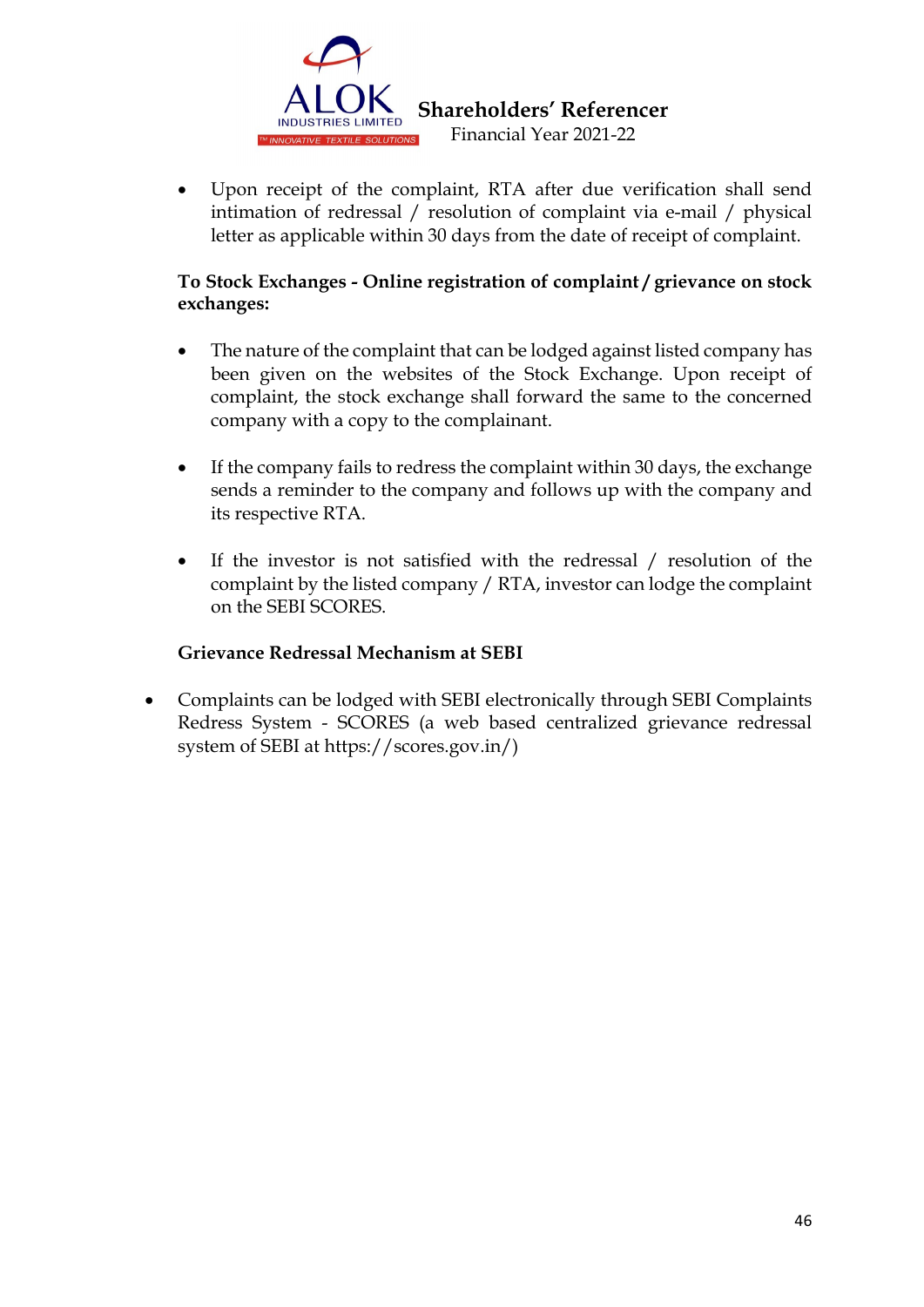- Upon receipt of the complaint, RTA after due verification shall send intimation of redressal / resolution of complaint via e-mail / physical letter as applicable within 30 days from the date of receipt of complaint.

**To Stock Exchanges - Online registration of complaint / grievance on stock exchanges:**

- The nature of the complaint that can be lodged against listed company has been given on the websites of the Stock Exchange. Upon receipt of complaint, the stock exchange shall forward the same to the concerned company with a copy to the complainant.

- If the company fails to redress the complaint within 30 days, the exchange sends a reminder to the company and follows up with the company and its respective RTA.

- If the investor is not satisfied with the redressal / resolution of the complaint by the listed company / RTA, investor can lodge the complaint on the SEBI SCORES.

**Grievance Redressal Mechanism at SEBI**

- Complaints can be lodged with SEBI electronically through SEBI Complaints Redress System - SCORES (a web based centralized grievance redressal system of SEBI at https://scores.gov.in/)